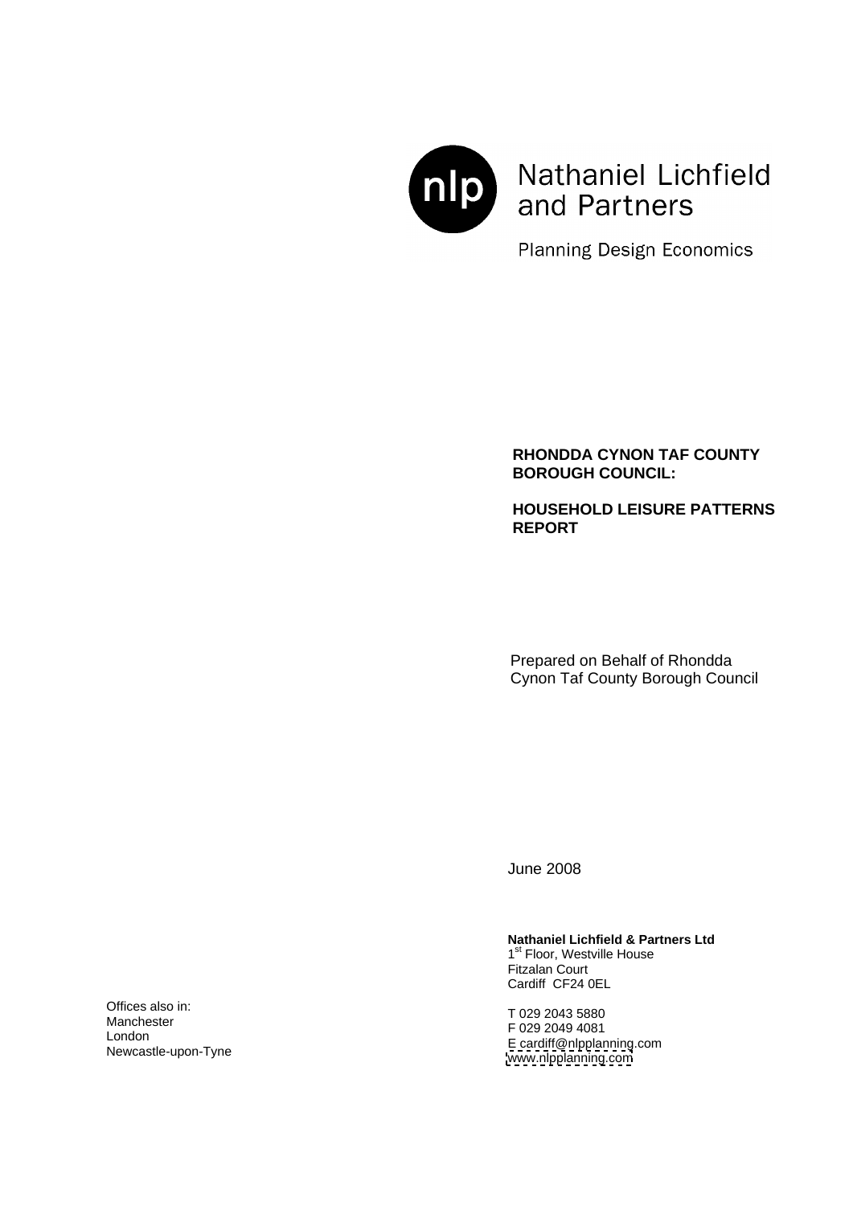Nathaniel Lichfield and Partners

Planning Design Economics

**RHONDDA CYNON TAF COUNTY BOROUGH COUNCIL:**

**HOUSEHOLD LEISURE PATTERNS REPORT**

Prepared on Behalf of Rhondda Cynon Taf County Borough Council

June 2008

**Nathaniel Lichfield & Partners Ltd**
1st Floor, Westville House
Fitzalan Court
Cardiff CF24 0EL

T 029 2043 5880
F 029 2049 4081
E cardiff@nlpplanning.com
www.nlpplanning.com

Offices also in:
Manchester
London
Newcastle-upon-Tyne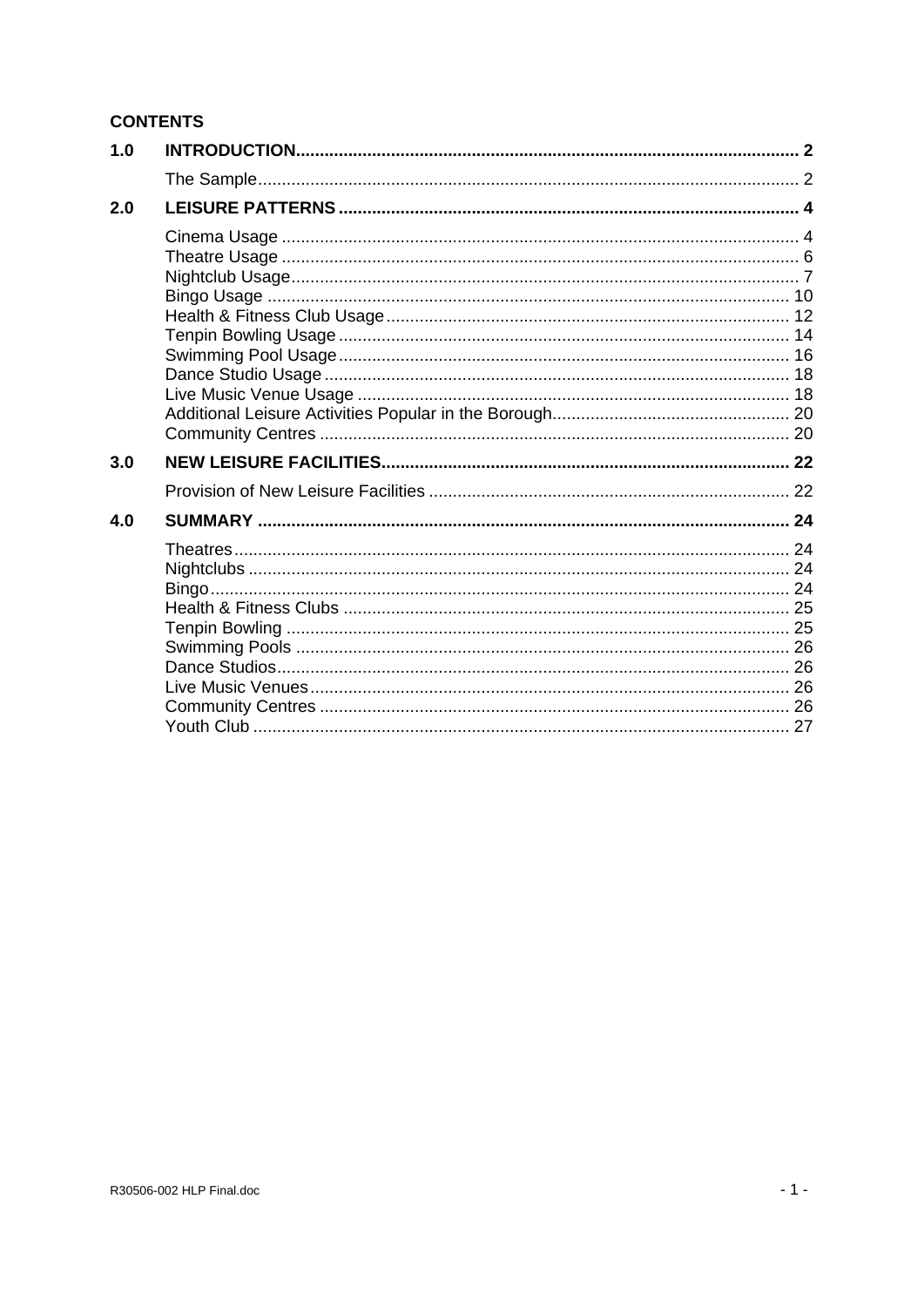**CONTENTS**

| | | |
|---|---|---|
| **1.0** | **INTRODUCTION** | **2** |
| | The Sample | 2 |
| **2.0** | **LEISURE PATTERNS** | **4** |
| | Cinema Usage | 4 |
| | Theatre Usage | 6 |
| | Nightclub Usage | 7 |
| | Bingo Usage | 10 |
| | Health & Fitness Club Usage | 12 |
| | Tenpin Bowling Usage | 14 |
| | Swimming Pool Usage | 16 |
| | Dance Studio Usage | 18 |
| | Live Music Venue Usage | 18 |
| | Additional Leisure Activities Popular in the Borough | 20 |
| | Community Centres | 20 |
| **3.0** | **NEW LEISURE FACILITIES** | **22** |
| | Provision of New Leisure Facilities | 22 |
| **4.0** | **SUMMARY** | **24** |
| | Theatres | 24 |
| | Nightclubs | 24 |
| | Bingo | 24 |
| | Health & Fitness Clubs | 25 |
| | Tenpin Bowling | 25 |
| | Swimming Pools | 26 |
| | Dance Studios | 26 |
| | Live Music Venues | 26 |
| | Community Centres | 26 |
| | Youth Club | 27 |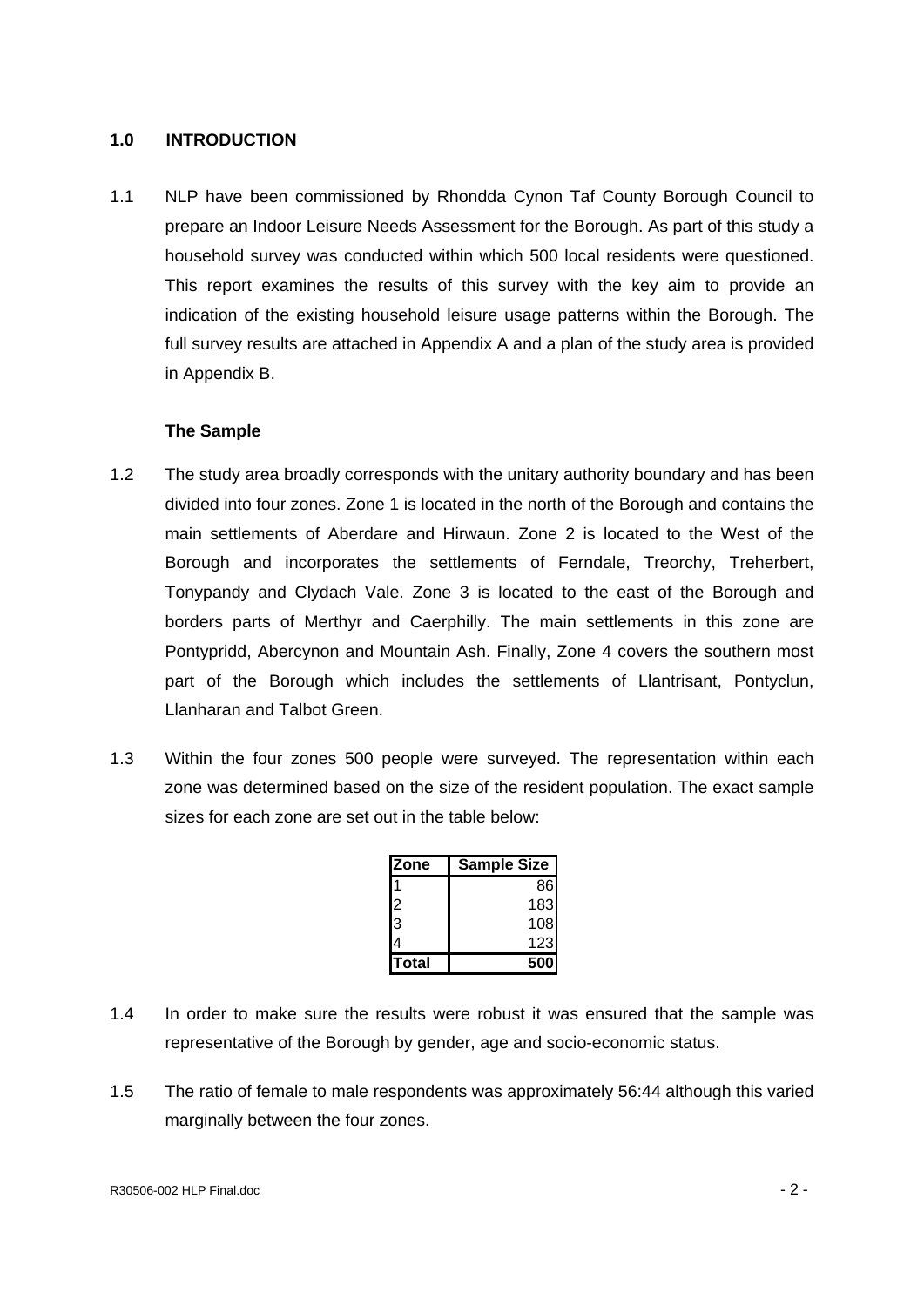## 1.0 INTRODUCTION

1.1 NLP have been commissioned by Rhondda Cynon Taf County Borough Council to prepare an Indoor Leisure Needs Assessment for the Borough. As part of this study a household survey was conducted within which 500 local residents were questioned. This report examines the results of this survey with the key aim to provide an indication of the existing household leisure usage patterns within the Borough. The full survey results are attached in Appendix A and a plan of the study area is provided in Appendix B.

### The Sample

1.2 The study area broadly corresponds with the unitary authority boundary and has been divided into four zones. Zone 1 is located in the north of the Borough and contains the main settlements of Aberdare and Hirwaun. Zone 2 is located to the West of the Borough and incorporates the settlements of Ferndale, Treorchy, Treherbert, Tonypandy and Clydach Vale. Zone 3 is located to the east of the Borough and borders parts of Merthyr and Caerphilly. The main settlements in this zone are Pontypridd, Abercynon and Mountain Ash. Finally, Zone 4 covers the southern most part of the Borough which includes the settlements of Llantrisant, Pontyclun, Llanharan and Talbot Green.

1.3 Within the four zones 500 people were surveyed. The representation within each zone was determined based on the size of the resident population. The exact sample sizes for each zone are set out in the table below:

| Zone | Sample Size |
|---|---|
| 1 | 86 |
| 2 | 183 |
| 3 | 108 |
| 4 | 123 |
| **Total** | **500** |

1.4 In order to make sure the results were robust it was ensured that the sample was representative of the Borough by gender, age and socio-economic status.

1.5 The ratio of female to male respondents was approximately 56:44 although this varied marginally between the four zones.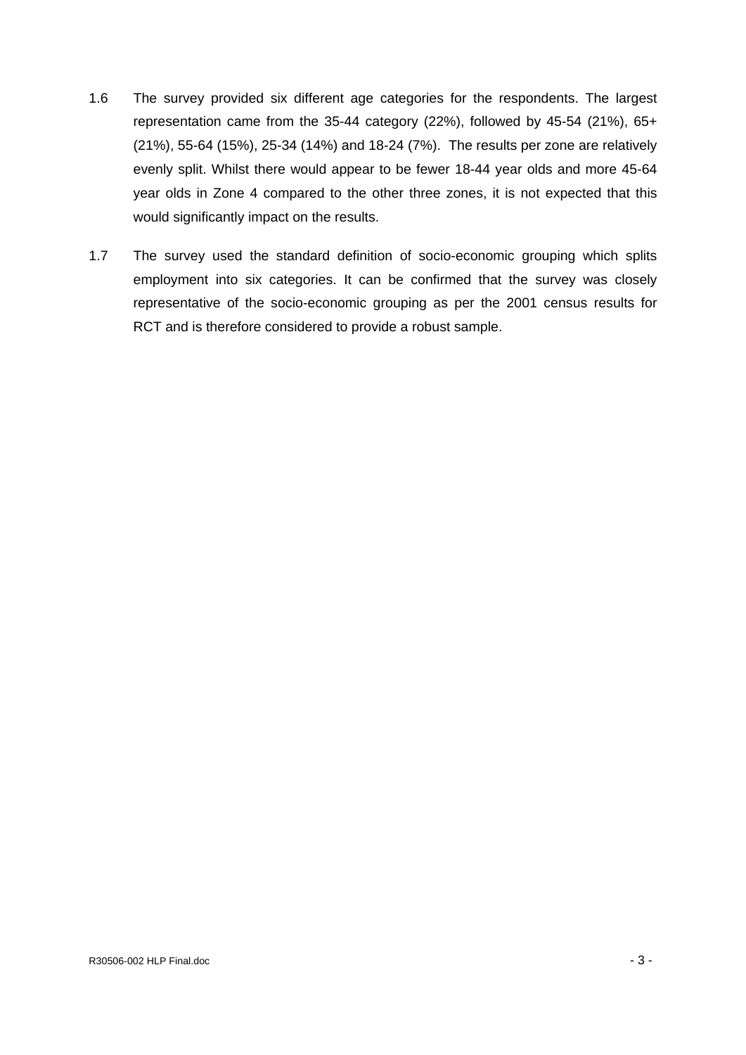1.6 The survey provided six different age categories for the respondents. The largest representation came from the 35-44 category (22%), followed by 45-54 (21%), 65+ (21%), 55-64 (15%), 25-34 (14%) and 18-24 (7%). The results per zone are relatively evenly split. Whilst there would appear to be fewer 18-44 year olds and more 45-64 year olds in Zone 4 compared to the other three zones, it is not expected that this would significantly impact on the results.

1.7 The survey used the standard definition of socio-economic grouping which splits employment into six categories. It can be confirmed that the survey was closely representative of the socio-economic grouping as per the 2001 census results for RCT and is therefore considered to provide a robust sample.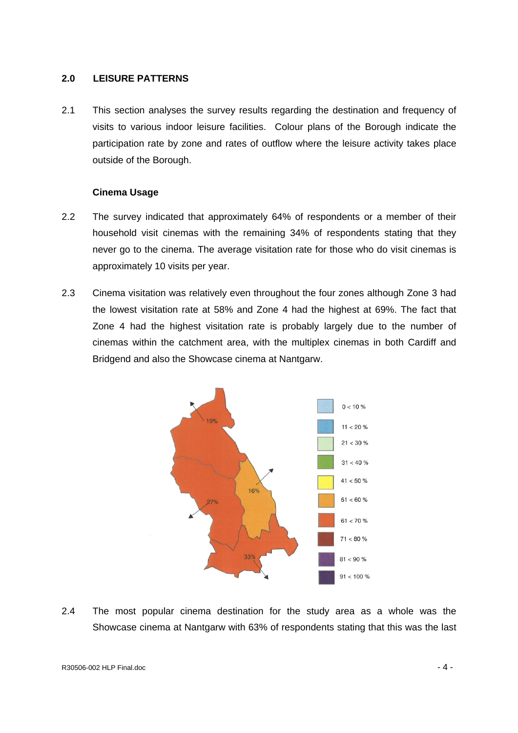## 2.0 LEISURE PATTERNS

2.1 This section analyses the survey results regarding the destination and frequency of visits to various indoor leisure facilities. Colour plans of the Borough indicate the participation rate by zone and rates of outflow where the leisure activity takes place outside of the Borough.

### Cinema Usage

2.2 The survey indicated that approximately 64% of respondents or a member of their household visit cinemas with the remaining 34% of respondents stating that they never go to the cinema. The average visitation rate for those who do visit cinemas is approximately 10 visits per year.

2.3 Cinema visitation was relatively even throughout the four zones although Zone 3 had the lowest visitation rate at 58% and Zone 4 had the highest at 69%. The fact that Zone 4 had the highest visitation rate is probably largely due to the number of cinemas within the catchment area, with the multiplex cinemas in both Cardiff and Bridgend and also the Showcase cinema at Nantgarw.

2.4 The most popular cinema destination for the study area as a whole was the Showcase cinema at Nantgarw with 63% of respondents stating that this was the last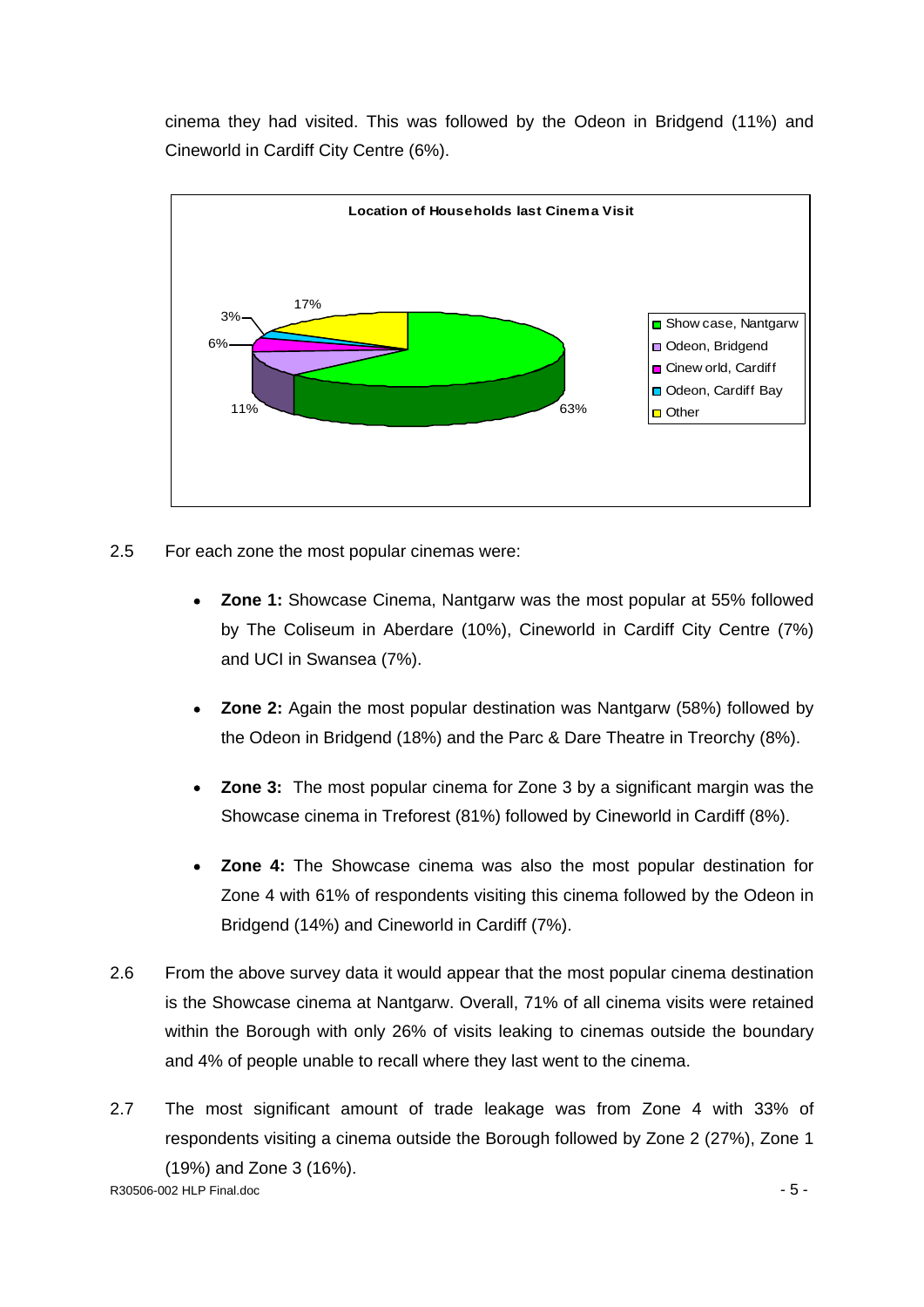cinema they had visited. This was followed by the Odeon in Bridgend (11%) and Cineworld in Cardiff City Centre (6%).

**Location of Households last Cinema Visit**

| Location | % |
|---|---|
| Show case, Nantgarw | 63% |
| Odeon, Bridgend | 11% |
| Cinew orld, Cardiff | 6% |
| Odeon, Cardiff Bay | 3% |
| Other | 17% |

2.5 For each zone the most popular cinemas were:

- **Zone 1:** Showcase Cinema, Nantgarw was the most popular at 55% followed by The Coliseum in Aberdare (10%), Cineworld in Cardiff City Centre (7%) and UCI in Swansea (7%).

- **Zone 2:** Again the most popular destination was Nantgarw (58%) followed by the Odeon in Bridgend (18%) and the Parc & Dare Theatre in Treorchy (8%).

- **Zone 3:** The most popular cinema for Zone 3 by a significant margin was the Showcase cinema in Treforest (81%) followed by Cineworld in Cardiff (8%).

- **Zone 4:** The Showcase cinema was also the most popular destination for Zone 4 with 61% of respondents visiting this cinema followed by the Odeon in Bridgend (14%) and Cineworld in Cardiff (7%).

2.6 From the above survey data it would appear that the most popular cinema destination is the Showcase cinema at Nantgarw. Overall, 71% of all cinema visits were retained within the Borough with only 26% of visits leaking to cinemas outside the boundary and 4% of people unable to recall where they last went to the cinema.

2.7 The most significant amount of trade leakage was from Zone 4 with 33% of respondents visiting a cinema outside the Borough followed by Zone 2 (27%), Zone 1 (19%) and Zone 3 (16%).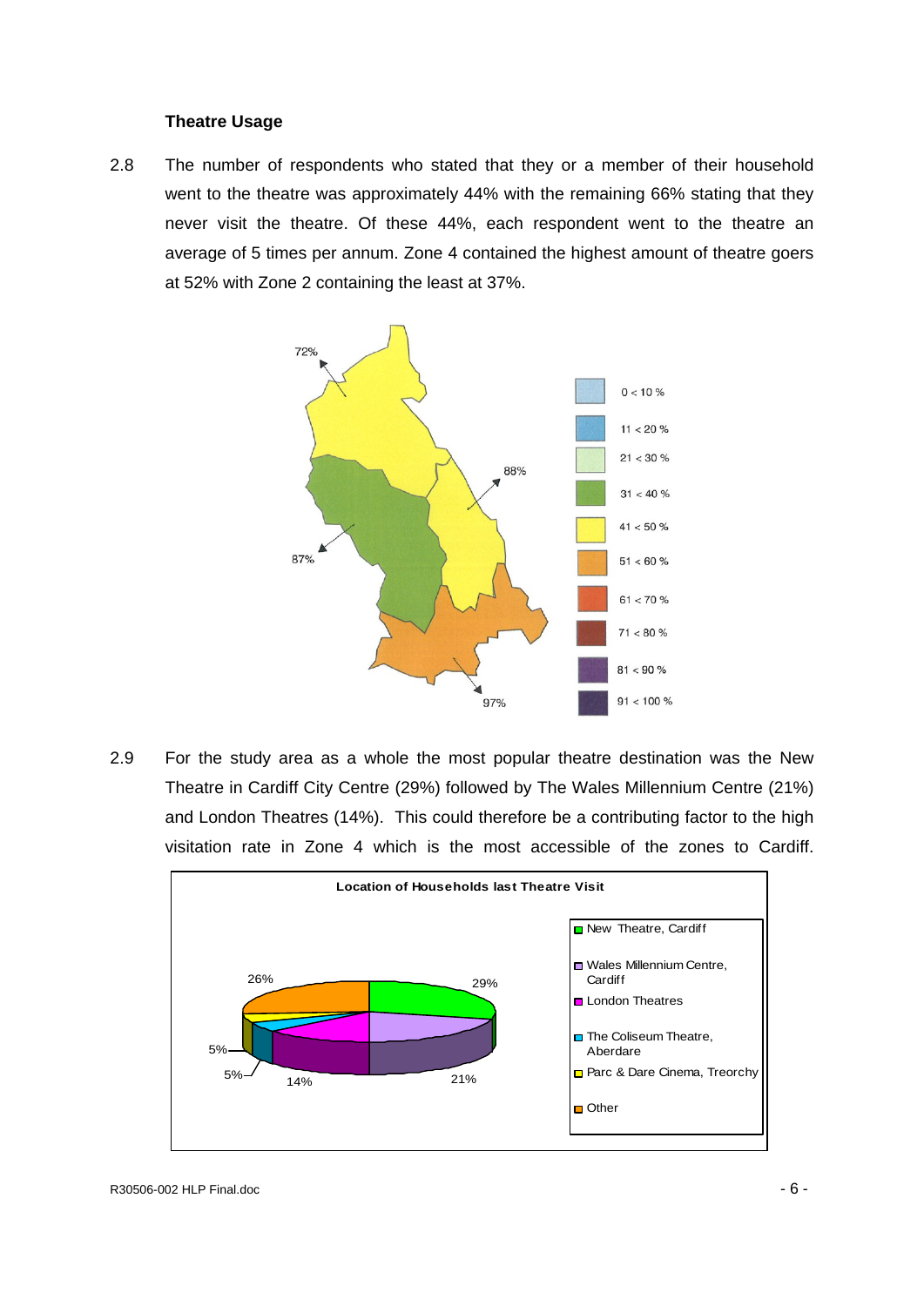### Theatre Usage

2.8 The number of respondents who stated that they or a member of their household went to the theatre was approximately 44% with the remaining 66% stating that they never visit the theatre. Of these 44%, each respondent went to the theatre an average of 5 times per annum. Zone 4 contained the highest amount of theatre goers at 52% with Zone 2 containing the least at 37%.

2.9 For the study area as a whole the most popular theatre destination was the New Theatre in Cardiff City Centre (29%) followed by The Wales Millennium Centre (21%) and London Theatres (14%). This could therefore be a contributing factor to the high visitation rate in Zone 4 which is the most accessible of the zones to Cardiff.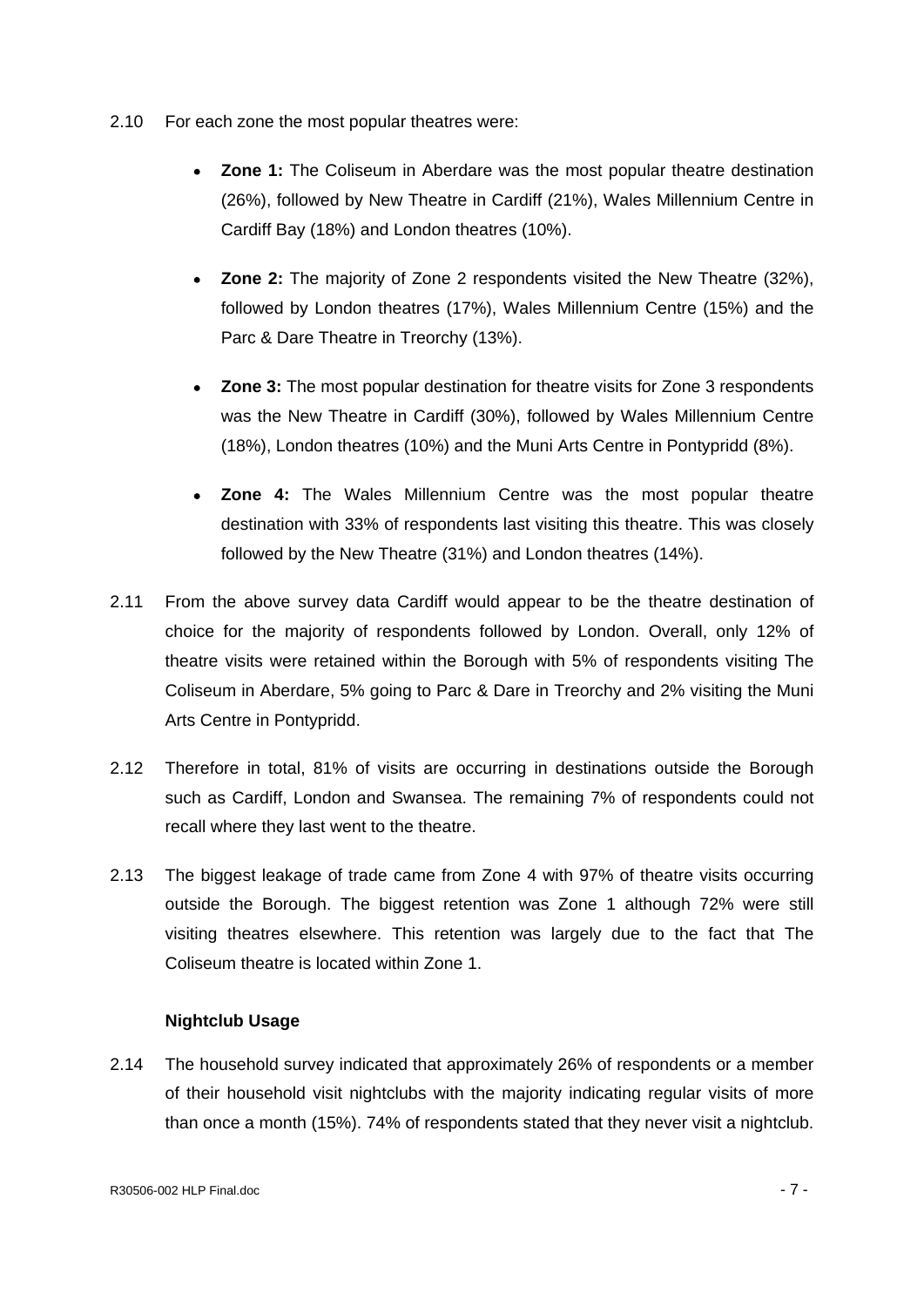2.10 For each zone the most popular theatres were:

- **Zone 1:** The Coliseum in Aberdare was the most popular theatre destination (26%), followed by New Theatre in Cardiff (21%), Wales Millennium Centre in Cardiff Bay (18%) and London theatres (10%).

- **Zone 2:** The majority of Zone 2 respondents visited the New Theatre (32%), followed by London theatres (17%), Wales Millennium Centre (15%) and the Parc & Dare Theatre in Treorchy (13%).

- **Zone 3:** The most popular destination for theatre visits for Zone 3 respondents was the New Theatre in Cardiff (30%), followed by Wales Millennium Centre (18%), London theatres (10%) and the Muni Arts Centre in Pontypridd (8%).

- **Zone 4:** The Wales Millennium Centre was the most popular theatre destination with 33% of respondents last visiting this theatre. This was closely followed by the New Theatre (31%) and London theatres (14%).

2.11 From the above survey data Cardiff would appear to be the theatre destination of choice for the majority of respondents followed by London. Overall, only 12% of theatre visits were retained within the Borough with 5% of respondents visiting The Coliseum in Aberdare, 5% going to Parc & Dare in Treorchy and 2% visiting the Muni Arts Centre in Pontypridd.

2.12 Therefore in total, 81% of visits are occurring in destinations outside the Borough such as Cardiff, London and Swansea. The remaining 7% of respondents could not recall where they last went to the theatre.

2.13 The biggest leakage of trade came from Zone 4 with 97% of theatre visits occurring outside the Borough. The biggest retention was Zone 1 although 72% were still visiting theatres elsewhere. This retention was largely due to the fact that The Coliseum theatre is located within Zone 1.

### Nightclub Usage

2.14 The household survey indicated that approximately 26% of respondents or a member of their household visit nightclubs with the majority indicating regular visits of more than once a month (15%). 74% of respondents stated that they never visit a nightclub.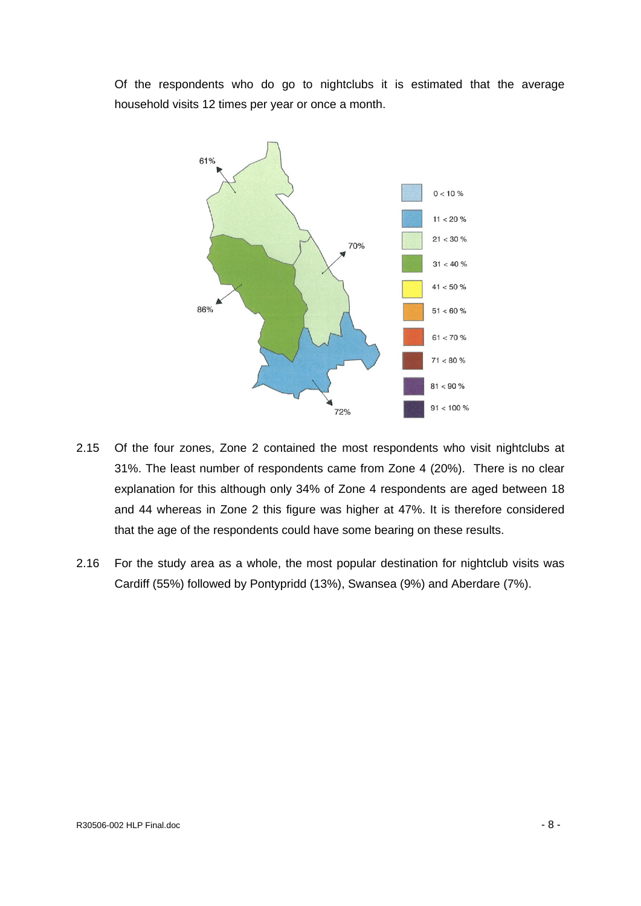Of the respondents who do go to nightclubs it is estimated that the average household visits 12 times per year or once a month.

2.15 Of the four zones, Zone 2 contained the most respondents who visit nightclubs at 31%. The least number of respondents came from Zone 4 (20%). There is no clear explanation for this although only 34% of Zone 4 respondents are aged between 18 and 44 whereas in Zone 2 this figure was higher at 47%. It is therefore considered that the age of the respondents could have some bearing on these results.

2.16 For the study area as a whole, the most popular destination for nightclub visits was Cardiff (55%) followed by Pontypridd (13%), Swansea (9%) and Aberdare (7%).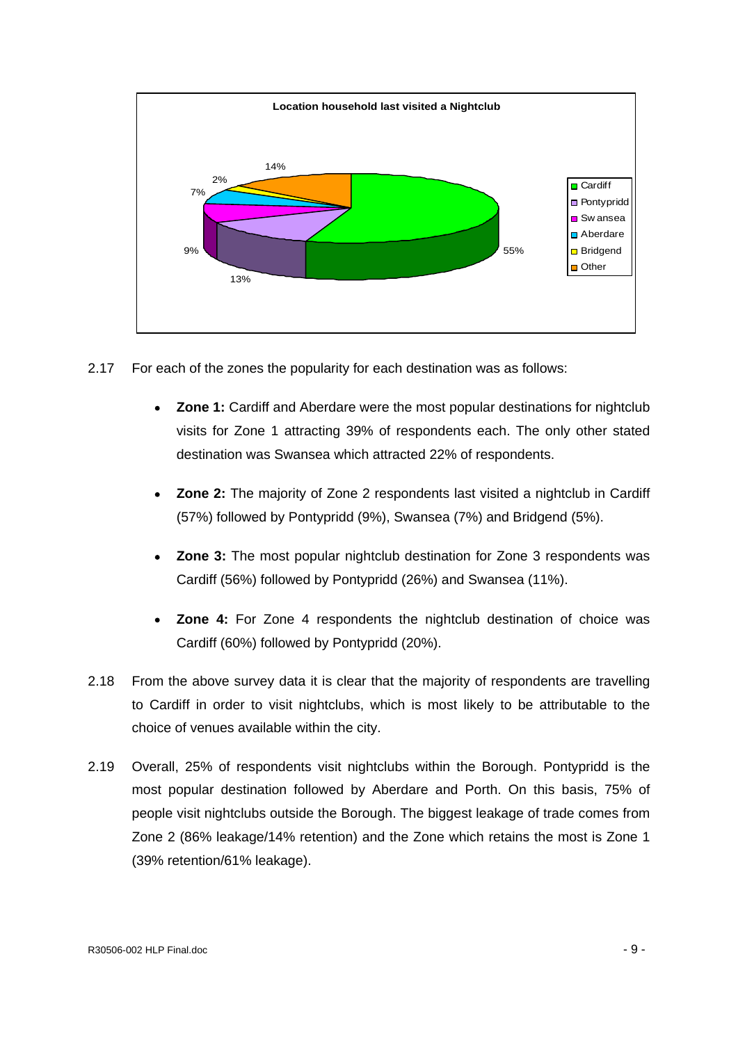**Location household last visited a Nightclub**

| Location | % |
|---|---|
| Cardiff | 55% |
| Pontypridd | 13% |
| Swansea | 9% |
| Aberdare | 7% |
| Bridgend | 2% |
| Other | 14% |

2.17 For each of the zones the popularity for each destination was as follows:

- **Zone 1:** Cardiff and Aberdare were the most popular destinations for nightclub visits for Zone 1 attracting 39% of respondents each. The only other stated destination was Swansea which attracted 22% of respondents.

- **Zone 2:** The majority of Zone 2 respondents last visited a nightclub in Cardiff (57%) followed by Pontypridd (9%), Swansea (7%) and Bridgend (5%).

- **Zone 3:** The most popular nightclub destination for Zone 3 respondents was Cardiff (56%) followed by Pontypridd (26%) and Swansea (11%).

- **Zone 4:** For Zone 4 respondents the nightclub destination of choice was Cardiff (60%) followed by Pontypridd (20%).

2.18 From the above survey data it is clear that the majority of respondents are travelling to Cardiff in order to visit nightclubs, which is most likely to be attributable to the choice of venues available within the city.

2.19 Overall, 25% of respondents visit nightclubs within the Borough. Pontypridd is the most popular destination followed by Aberdare and Porth. On this basis, 75% of people visit nightclubs outside the Borough. The biggest leakage of trade comes from Zone 2 (86% leakage/14% retention) and the Zone which retains the most is Zone 1 (39% retention/61% leakage).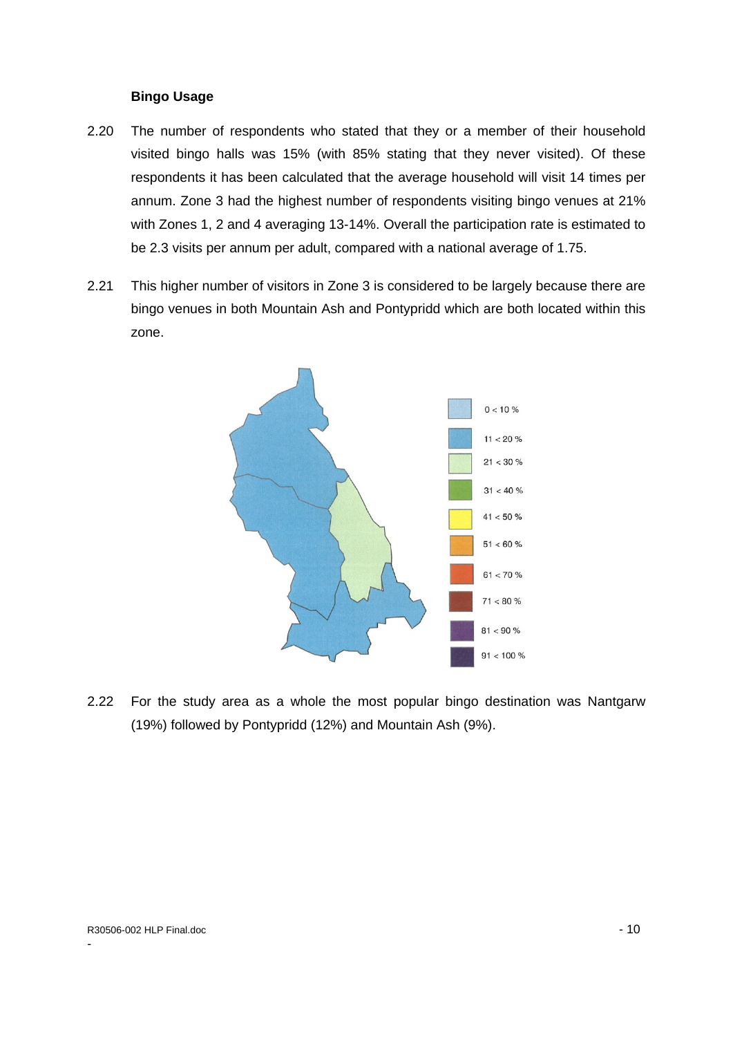### Bingo Usage

2.20 The number of respondents who stated that they or a member of their household visited bingo halls was 15% (with 85% stating that they never visited). Of these respondents it has been calculated that the average household will visit 14 times per annum. Zone 3 had the highest number of respondents visiting bingo venues at 21% with Zones 1, 2 and 4 averaging 13-14%. Overall the participation rate is estimated to be 2.3 visits per annum per adult, compared with a national average of 1.75.

2.21 This higher number of visitors in Zone 3 is considered to be largely because there are bingo venues in both Mountain Ash and Pontypridd which are both located within this zone.

2.22 For the study area as a whole the most popular bingo destination was Nantgarw (19%) followed by Pontypridd (12%) and Mountain Ash (9%).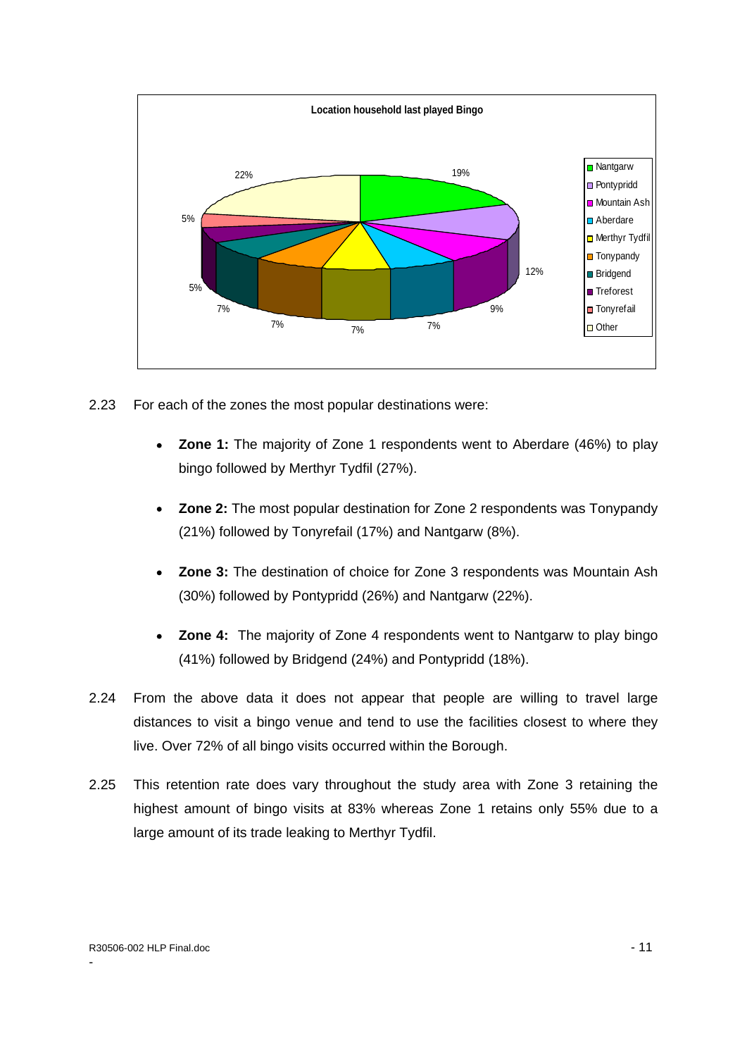**Location household last played Bingo**

| Location | % |
|---|---|
| Nantgarw | 19% |
| Pontypridd | 12% |
| Mountain Ash | 9% |
| Aberdare | 7% |
| Merthyr Tydfil | 7% |
| Tonypandy | 7% |
| Bridgend | 7% |
| Treforest | 5% |
| Tonyrefail | 5% |
| Other | 22% |

2.23 For each of the zones the most popular destinations were:

- **Zone 1:** The majority of Zone 1 respondents went to Aberdare (46%) to play bingo followed by Merthyr Tydfil (27%).
- **Zone 2:** The most popular destination for Zone 2 respondents was Tonypandy (21%) followed by Tonyrefail (17%) and Nantgarw (8%).
- **Zone 3:** The destination of choice for Zone 3 respondents was Mountain Ash (30%) followed by Pontypridd (26%) and Nantgarw (22%).
- **Zone 4:** The majority of Zone 4 respondents went to Nantgarw to play bingo (41%) followed by Bridgend (24%) and Pontypridd (18%).

2.24 From the above data it does not appear that people are willing to travel large distances to visit a bingo venue and tend to use the facilities closest to where they live. Over 72% of all bingo visits occurred within the Borough.

2.25 This retention rate does vary throughout the study area with Zone 3 retaining the highest amount of bingo visits at 83% whereas Zone 1 retains only 55% due to a large amount of its trade leaking to Merthyr Tydfil.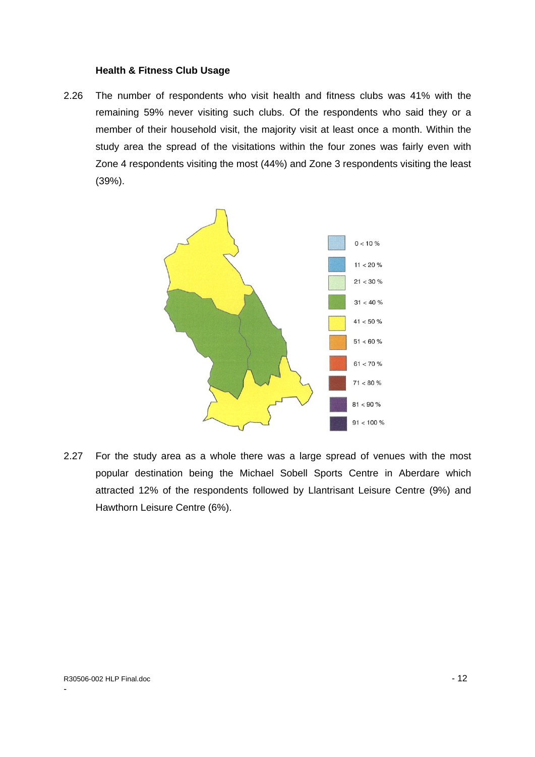**Health & Fitness Club Usage**

2.26 The number of respondents who visit health and fitness clubs was 41% with the remaining 59% never visiting such clubs. Of the respondents who said they or a member of their household visit, the majority visit at least once a month. Within the study area the spread of the visitations within the four zones was fairly even with Zone 4 respondents visiting the most (44%) and Zone 3 respondents visiting the least (39%).

2.27 For the study area as a whole there was a large spread of venues with the most popular destination being the Michael Sobell Sports Centre in Aberdare which attracted 12% of the respondents followed by Llantrisant Leisure Centre (9%) and Hawthorn Leisure Centre (6%).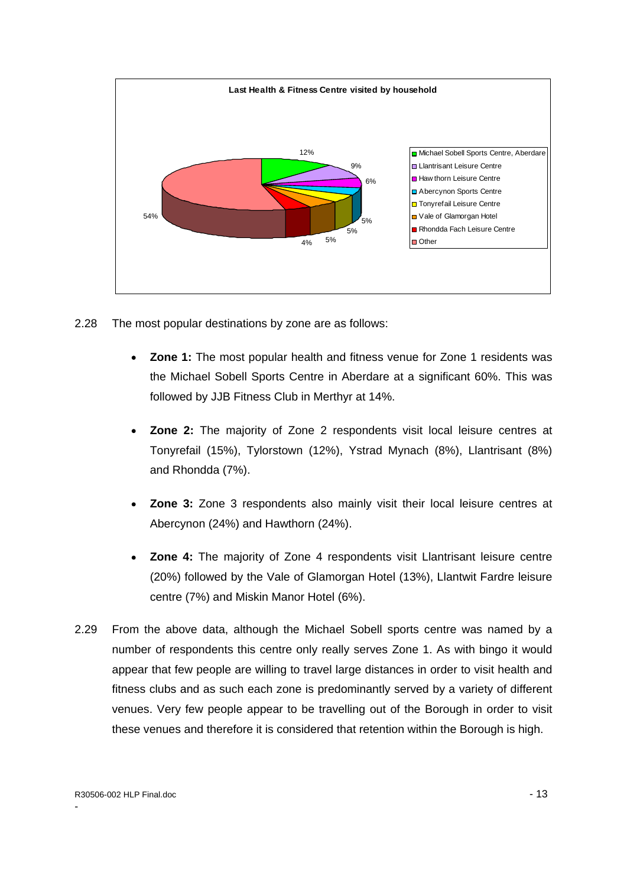**Last Health & Fitness Centre visited by household**

| Venue | % |
|---|---|
| Michael Sobell Sports Centre, Aberdare | 12% |
| Llantrisant Leisure Centre | 9% |
| Hawthorn Leisure Centre | 6% |
| Abercynon Sports Centre | 5% |
| Tonyrefail Leisure Centre | 5% |
| Vale of Glamorgan Hotel | 5% |
| Rhondda Fach Leisure Centre | 4% |
| Other | 54% |

2.28 The most popular destinations by zone are as follows:

- **Zone 1:** The most popular health and fitness venue for Zone 1 residents was the Michael Sobell Sports Centre in Aberdare at a significant 60%. This was followed by JJB Fitness Club in Merthyr at 14%.
- **Zone 2:** The majority of Zone 2 respondents visit local leisure centres at Tonyrefail (15%), Tylorstown (12%), Ystrad Mynach (8%), Llantrisant (8%) and Rhondda (7%).
- **Zone 3:** Zone 3 respondents also mainly visit their local leisure centres at Abercynon (24%) and Hawthorn (24%).
- **Zone 4:** The majority of Zone 4 respondents visit Llantrisant leisure centre (20%) followed by the Vale of Glamorgan Hotel (13%), Llantwit Fardre leisure centre (7%) and Miskin Manor Hotel (6%).

2.29 From the above data, although the Michael Sobell sports centre was named by a number of respondents this centre only really serves Zone 1. As with bingo it would appear that few people are willing to travel large distances in order to visit health and fitness clubs and as such each zone is predominantly served by a variety of different venues. Very few people appear to be travelling out of the Borough in order to visit these venues and therefore it is considered that retention within the Borough is high.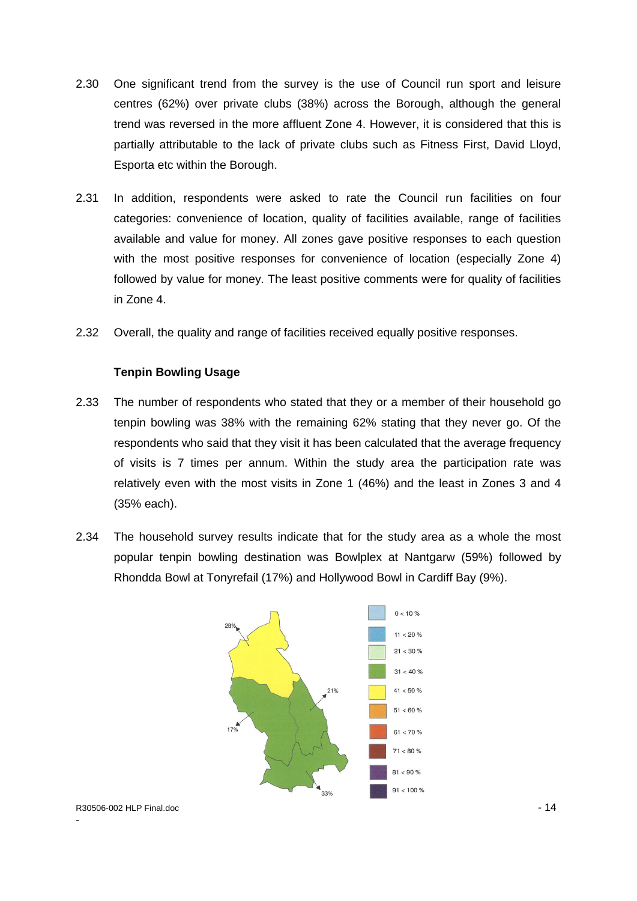2.30 One significant trend from the survey is the use of Council run sport and leisure centres (62%) over private clubs (38%) across the Borough, although the general trend was reversed in the more affluent Zone 4. However, it is considered that this is partially attributable to the lack of private clubs such as Fitness First, David Lloyd, Esporta etc within the Borough.

2.31 In addition, respondents were asked to rate the Council run facilities on four categories: convenience of location, quality of facilities available, range of facilities available and value for money. All zones gave positive responses to each question with the most positive responses for convenience of location (especially Zone 4) followed by value for money. The least positive comments were for quality of facilities in Zone 4.

2.32 Overall, the quality and range of facilities received equally positive responses.

### Tenpin Bowling Usage

2.33 The number of respondents who stated that they or a member of their household go tenpin bowling was 38% with the remaining 62% stating that they never go. Of the respondents who said that they visit it has been calculated that the average frequency of visits is 7 times per annum. Within the study area the participation rate was relatively even with the most visits in Zone 1 (46%) and the least in Zones 3 and 4 (35% each).

2.34 The household survey results indicate that for the study area as a whole the most popular tenpin bowling destination was Bowlplex at Nantgarw (59%) followed by Rhondda Bowl at Tonyrefail (17%) and Hollywood Bowl in Cardiff Bay (9%).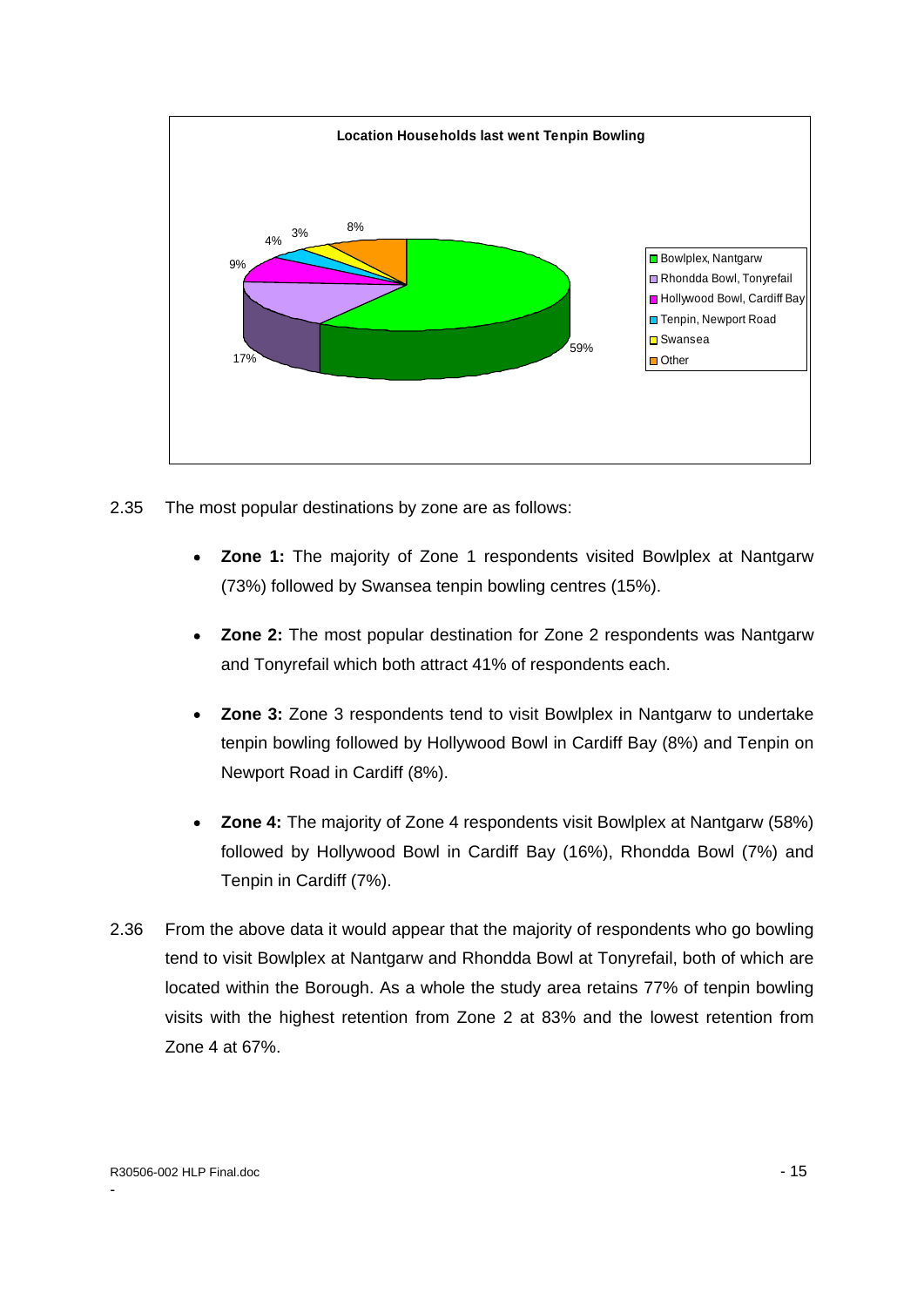**Location Households last went Tenpin Bowling**

| Location | % |
|---|---|
| Bowlplex, Nantgarw | 59% |
| Rhondda Bowl, Tonyrefail | 17% |
| Hollywood Bowl, Cardiff Bay | 9% |
| Tenpin, Newport Road | 4% |
| Swansea | 3% |
| Other | 8% |

2.35 The most popular destinations by zone are as follows:

- **Zone 1:** The majority of Zone 1 respondents visited Bowlplex at Nantgarw (73%) followed by Swansea tenpin bowling centres (15%).
- **Zone 2:** The most popular destination for Zone 2 respondents was Nantgarw and Tonyrefail which both attract 41% of respondents each.
- **Zone 3:** Zone 3 respondents tend to visit Bowlplex in Nantgarw to undertake tenpin bowling followed by Hollywood Bowl in Cardiff Bay (8%) and Tenpin on Newport Road in Cardiff (8%).
- **Zone 4:** The majority of Zone 4 respondents visit Bowlplex at Nantgarw (58%) followed by Hollywood Bowl in Cardiff Bay (16%), Rhondda Bowl (7%) and Tenpin in Cardiff (7%).

2.36 From the above data it would appear that the majority of respondents who go bowling tend to visit Bowlplex at Nantgarw and Rhondda Bowl at Tonyrefail, both of which are located within the Borough. As a whole the study area retains 77% of tenpin bowling visits with the highest retention from Zone 2 at 83% and the lowest retention from Zone 4 at 67%.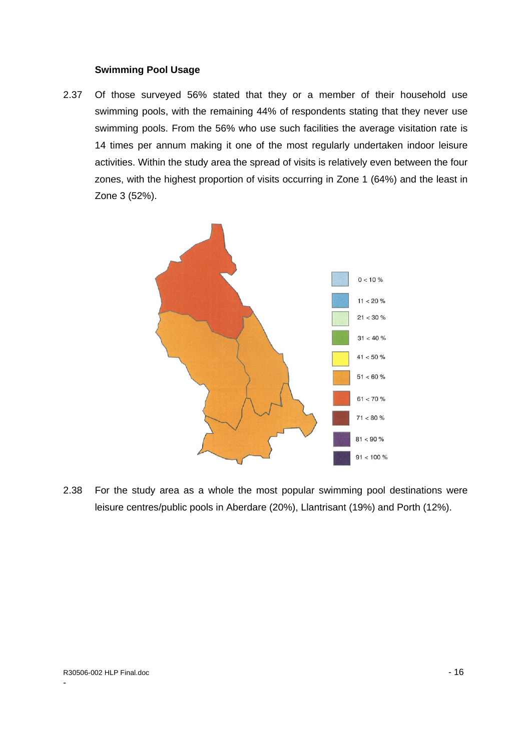### Swimming Pool Usage

2.37 Of those surveyed 56% stated that they or a member of their household use swimming pools, with the remaining 44% of respondents stating that they never use swimming pools. From the 56% who use such facilities the average visitation rate is 14 times per annum making it one of the most regularly undertaken indoor leisure activities. Within the study area the spread of visits is relatively even between the four zones, with the highest proportion of visits occurring in Zone 1 (64%) and the least in Zone 3 (52%).

| Legend |
|---|
| 0 < 10 % |
| 11 < 20 % |
| 21 < 30 % |
| 31 < 40 % |
| 41 < 50 % |
| 51 < 60 % |
| 61 < 70 % |
| 71 < 80 % |
| 81 < 90 % |
| 91 < 100 % |

2.38 For the study area as a whole the most popular swimming pool destinations were leisure centres/public pools in Aberdare (20%), Llantrisant (19%) and Porth (12%).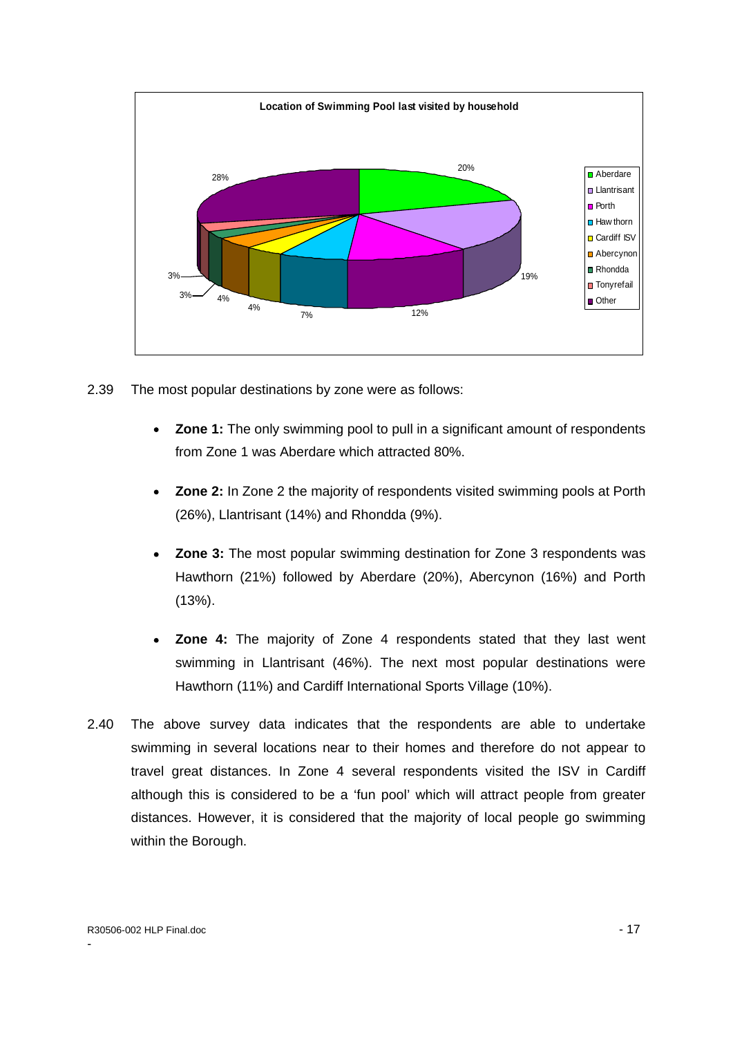**Location of Swimming Pool last visited by household**

| Location | % |
|---|---|
| Aberdare | 20% |
| Llantrisant | 19% |
| Porth | 12% |
| Hawthorn | 7% |
| Cardiff ISV | 4% |
| Abercynon | 4% |
| Rhondda | 3% |
| Tonyrefail | 3% |
| Other | 28% |

2.39 The most popular destinations by zone were as follows:

- **Zone 1:** The only swimming pool to pull in a significant amount of respondents from Zone 1 was Aberdare which attracted 80%.
- **Zone 2:** In Zone 2 the majority of respondents visited swimming pools at Porth (26%), Llantrisant (14%) and Rhondda (9%).
- **Zone 3:** The most popular swimming destination for Zone 3 respondents was Hawthorn (21%) followed by Aberdare (20%), Abercynon (16%) and Porth (13%).
- **Zone 4:** The majority of Zone 4 respondents stated that they last went swimming in Llantrisant (46%). The next most popular destinations were Hawthorn (11%) and Cardiff International Sports Village (10%).

2.40 The above survey data indicates that the respondents are able to undertake swimming in several locations near to their homes and therefore do not appear to travel great distances. In Zone 4 several respondents visited the ISV in Cardiff although this is considered to be a 'fun pool' which will attract people from greater distances. However, it is considered that the majority of local people go swimming within the Borough.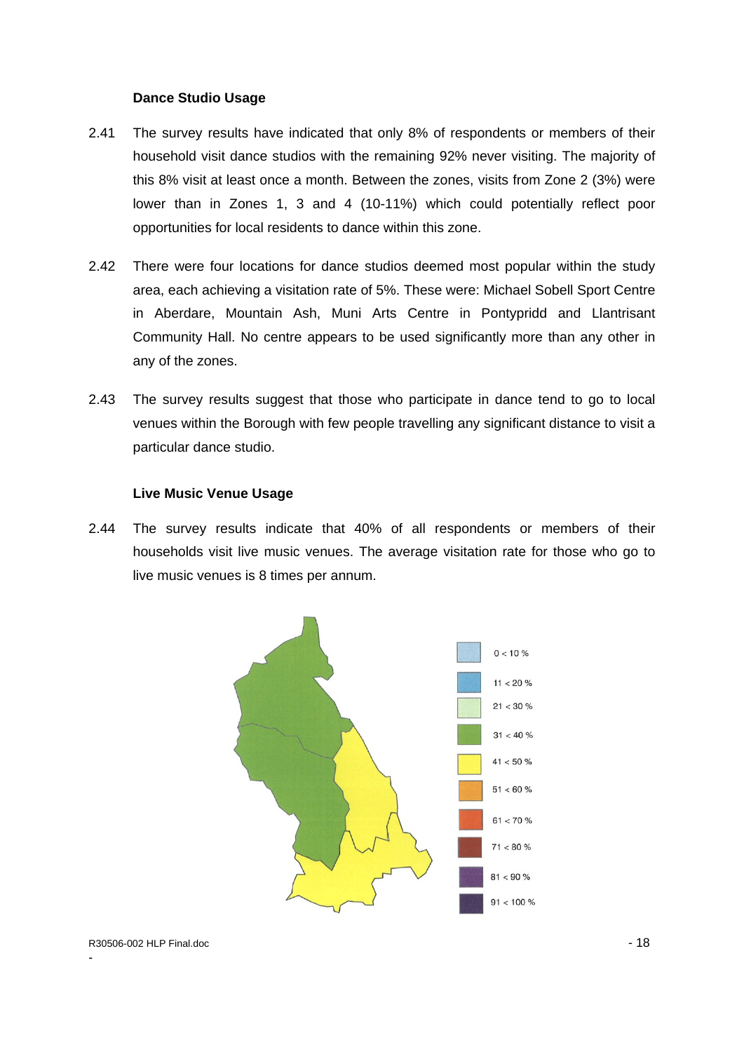**Dance Studio Usage**

2.41 The survey results have indicated that only 8% of respondents or members of their household visit dance studios with the remaining 92% never visiting. The majority of this 8% visit at least once a month. Between the zones, visits from Zone 2 (3%) were lower than in Zones 1, 3 and 4 (10-11%) which could potentially reflect poor opportunities for local residents to dance within this zone.

2.42 There were four locations for dance studios deemed most popular within the study area, each achieving a visitation rate of 5%. These were: Michael Sobell Sport Centre in Aberdare, Mountain Ash, Muni Arts Centre in Pontypridd and Llantrisant Community Hall. No centre appears to be used significantly more than any other in any of the zones.

2.43 The survey results suggest that those who participate in dance tend to go to local venues within the Borough with few people travelling any significant distance to visit a particular dance studio.

**Live Music Venue Usage**

2.44 The survey results indicate that 40% of all respondents or members of their households visit live music venues. The average visitation rate for those who go to live music venues is 8 times per annum.

0 < 10 %
11 < 20 %
21 < 30 %
31 < 40 %
41 < 50 %
51 < 60 %
61 < 70 %
71 < 80 %
81 < 90 %
91 < 100 %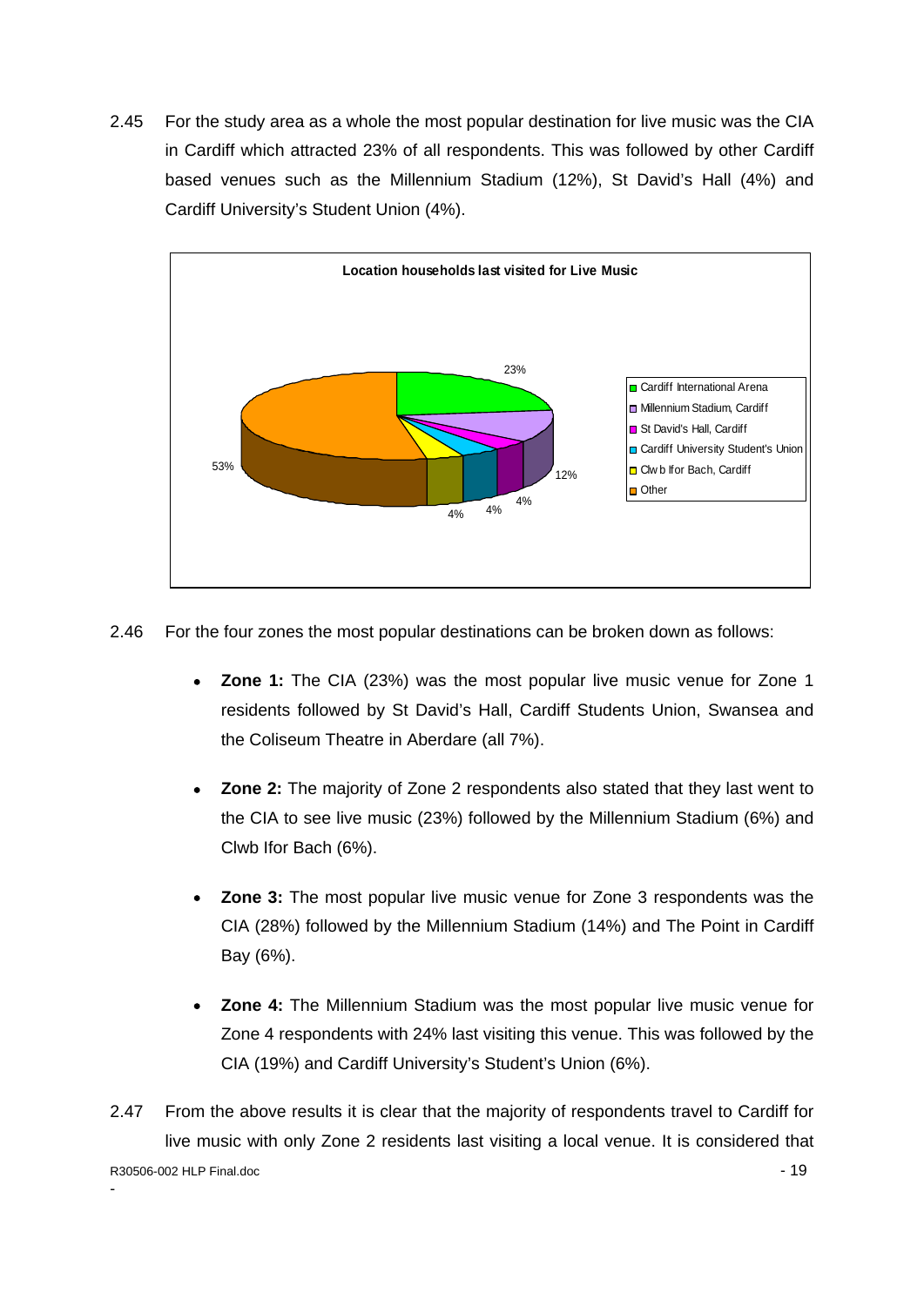2.45 For the study area as a whole the most popular destination for live music was the CIA in Cardiff which attracted 23% of all respondents. This was followed by other Cardiff based venues such as the Millennium Stadium (12%), St David's Hall (4%) and Cardiff University's Student Union (4%).

**Location households last visited for Live Music**

| Location | % |
|---|---|
| Cardiff International Arena | 23% |
| Millennium Stadium, Cardiff | 12% |
| St David's Hall, Cardiff | 4% |
| Cardiff University Student's Union | 4% |
| Clwb Ifor Bach, Cardiff | 4% |
| Other | 53% |

2.46 For the four zones the most popular destinations can be broken down as follows:

- **Zone 1:** The CIA (23%) was the most popular live music venue for Zone 1 residents followed by St David's Hall, Cardiff Students Union, Swansea and the Coliseum Theatre in Aberdare (all 7%).
- **Zone 2:** The majority of Zone 2 respondents also stated that they last went to the CIA to see live music (23%) followed by the Millennium Stadium (6%) and Clwb Ifor Bach (6%).
- **Zone 3:** The most popular live music venue for Zone 3 respondents was the CIA (28%) followed by the Millennium Stadium (14%) and The Point in Cardiff Bay (6%).
- **Zone 4:** The Millennium Stadium was the most popular live music venue for Zone 4 respondents with 24% last visiting this venue. This was followed by the CIA (19%) and Cardiff University's Student's Union (6%).

2.47 From the above results it is clear that the majority of respondents travel to Cardiff for live music with only Zone 2 residents last visiting a local venue. It is considered that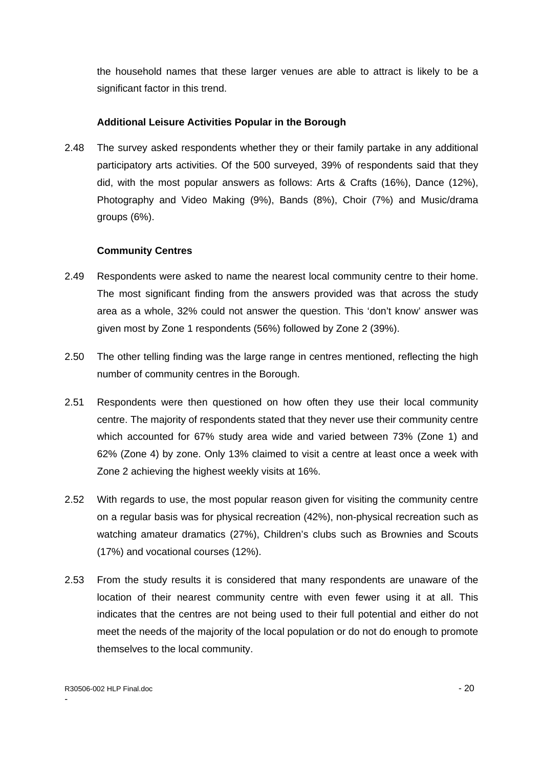the household names that these larger venues are able to attract is likely to be a significant factor in this trend.

**Additional Leisure Activities Popular in the Borough**

2.48 The survey asked respondents whether they or their family partake in any additional participatory arts activities. Of the 500 surveyed, 39% of respondents said that they did, with the most popular answers as follows: Arts & Crafts (16%), Dance (12%), Photography and Video Making (9%), Bands (8%), Choir (7%) and Music/drama groups (6%).

**Community Centres**

2.49 Respondents were asked to name the nearest local community centre to their home. The most significant finding from the answers provided was that across the study area as a whole, 32% could not answer the question. This 'don't know' answer was given most by Zone 1 respondents (56%) followed by Zone 2 (39%).

2.50 The other telling finding was the large range in centres mentioned, reflecting the high number of community centres in the Borough.

2.51 Respondents were then questioned on how often they use their local community centre. The majority of respondents stated that they never use their community centre which accounted for 67% study area wide and varied between 73% (Zone 1) and 62% (Zone 4) by zone. Only 13% claimed to visit a centre at least once a week with Zone 2 achieving the highest weekly visits at 16%.

2.52 With regards to use, the most popular reason given for visiting the community centre on a regular basis was for physical recreation (42%), non-physical recreation such as watching amateur dramatics (27%), Children's clubs such as Brownies and Scouts (17%) and vocational courses (12%).

2.53 From the study results it is considered that many respondents are unaware of the location of their nearest community centre with even fewer using it at all. This indicates that the centres are not being used to their full potential and either do not meet the needs of the majority of the local population or do not do enough to promote themselves to the local community.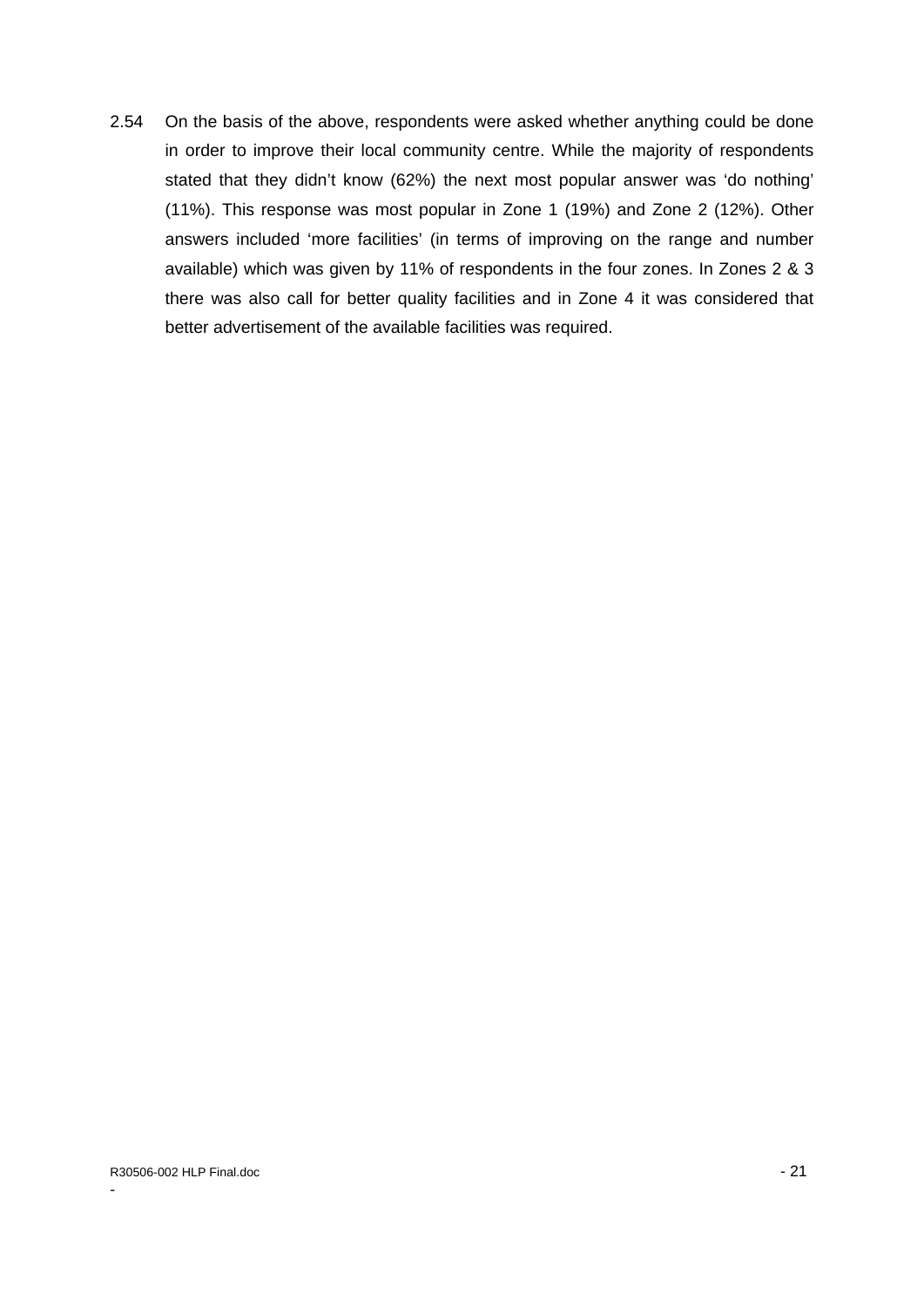2.54 On the basis of the above, respondents were asked whether anything could be done in order to improve their local community centre. While the majority of respondents stated that they didn't know (62%) the next most popular answer was 'do nothing' (11%). This response was most popular in Zone 1 (19%) and Zone 2 (12%). Other answers included 'more facilities' (in terms of improving on the range and number available) which was given by 11% of respondents in the four zones. In Zones 2 & 3 there was also call for better quality facilities and in Zone 4 it was considered that better advertisement of the available facilities was required.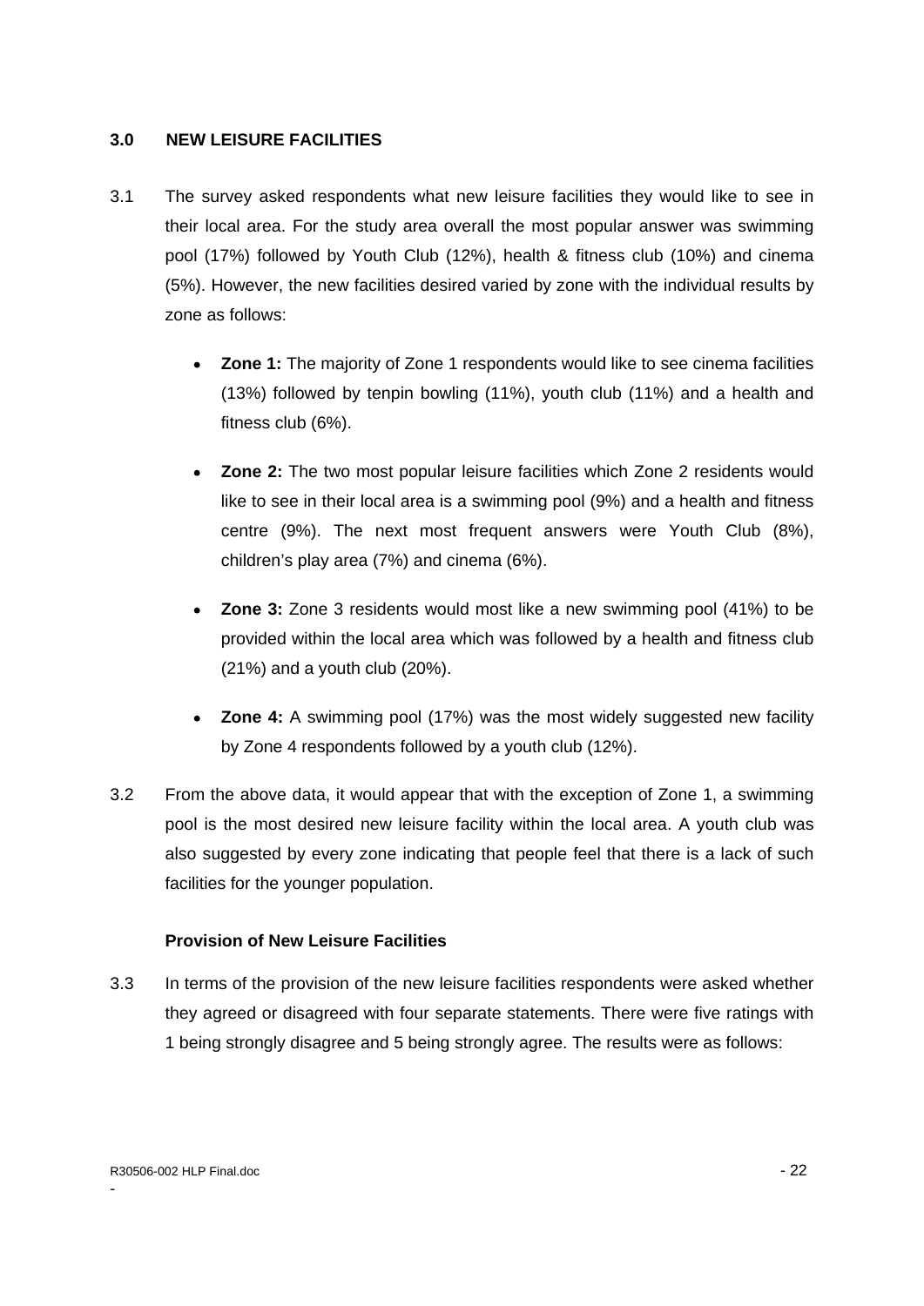## 3.0 NEW LEISURE FACILITIES

3.1 The survey asked respondents what new leisure facilities they would like to see in their local area. For the study area overall the most popular answer was swimming pool (17%) followed by Youth Club (12%), health & fitness club (10%) and cinema (5%). However, the new facilities desired varied by zone with the individual results by zone as follows:

- **Zone 1:** The majority of Zone 1 respondents would like to see cinema facilities (13%) followed by tenpin bowling (11%), youth club (11%) and a health and fitness club (6%).
- **Zone 2:** The two most popular leisure facilities which Zone 2 residents would like to see in their local area is a swimming pool (9%) and a health and fitness centre (9%). The next most frequent answers were Youth Club (8%), children's play area (7%) and cinema (6%).
- **Zone 3:** Zone 3 residents would most like a new swimming pool (41%) to be provided within the local area which was followed by a health and fitness club (21%) and a youth club (20%).
- **Zone 4:** A swimming pool (17%) was the most widely suggested new facility by Zone 4 respondents followed by a youth club (12%).

3.2 From the above data, it would appear that with the exception of Zone 1, a swimming pool is the most desired new leisure facility within the local area. A youth club was also suggested by every zone indicating that people feel that there is a lack of such facilities for the younger population.

### Provision of New Leisure Facilities

3.3 In terms of the provision of the new leisure facilities respondents were asked whether they agreed or disagreed with four separate statements. There were five ratings with 1 being strongly disagree and 5 being strongly agree. The results were as follows: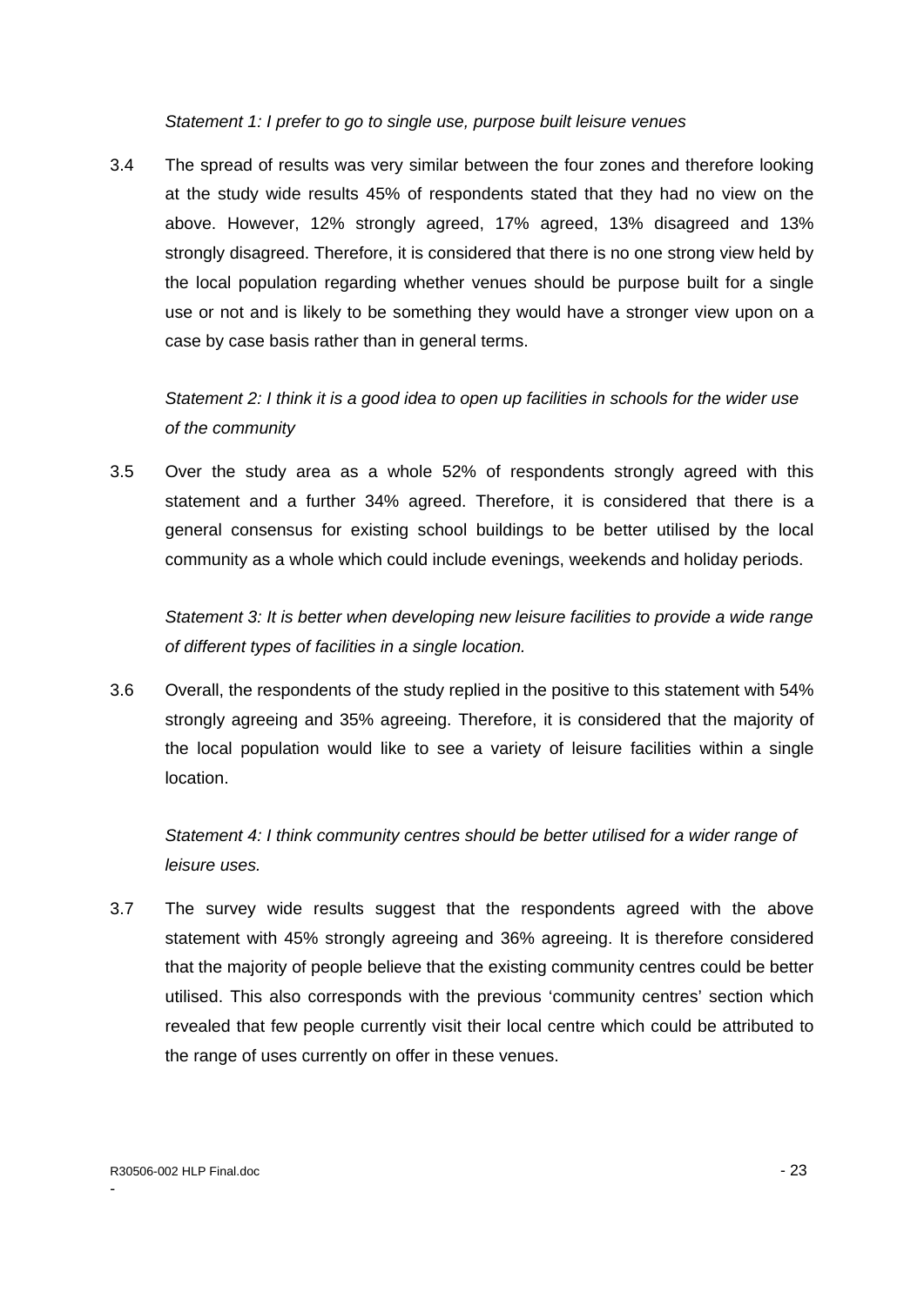*Statement 1: I prefer to go to single use, purpose built leisure venues*

3.4 The spread of results was very similar between the four zones and therefore looking at the study wide results 45% of respondents stated that they had no view on the above. However, 12% strongly agreed, 17% agreed, 13% disagreed and 13% strongly disagreed. Therefore, it is considered that there is no one strong view held by the local population regarding whether venues should be purpose built for a single use or not and is likely to be something they would have a stronger view upon on a case by case basis rather than in general terms.

*Statement 2: I think it is a good idea to open up facilities in schools for the wider use of the community*

3.5 Over the study area as a whole 52% of respondents strongly agreed with this statement and a further 34% agreed. Therefore, it is considered that there is a general consensus for existing school buildings to be better utilised by the local community as a whole which could include evenings, weekends and holiday periods.

*Statement 3: It is better when developing new leisure facilities to provide a wide range of different types of facilities in a single location.*

3.6 Overall, the respondents of the study replied in the positive to this statement with 54% strongly agreeing and 35% agreeing. Therefore, it is considered that the majority of the local population would like to see a variety of leisure facilities within a single location.

*Statement 4: I think community centres should be better utilised for a wider range of leisure uses.*

3.7 The survey wide results suggest that the respondents agreed with the above statement with 45% strongly agreeing and 36% agreeing. It is therefore considered that the majority of people believe that the existing community centres could be better utilised. This also corresponds with the previous 'community centres' section which revealed that few people currently visit their local centre which could be attributed to the range of uses currently on offer in these venues.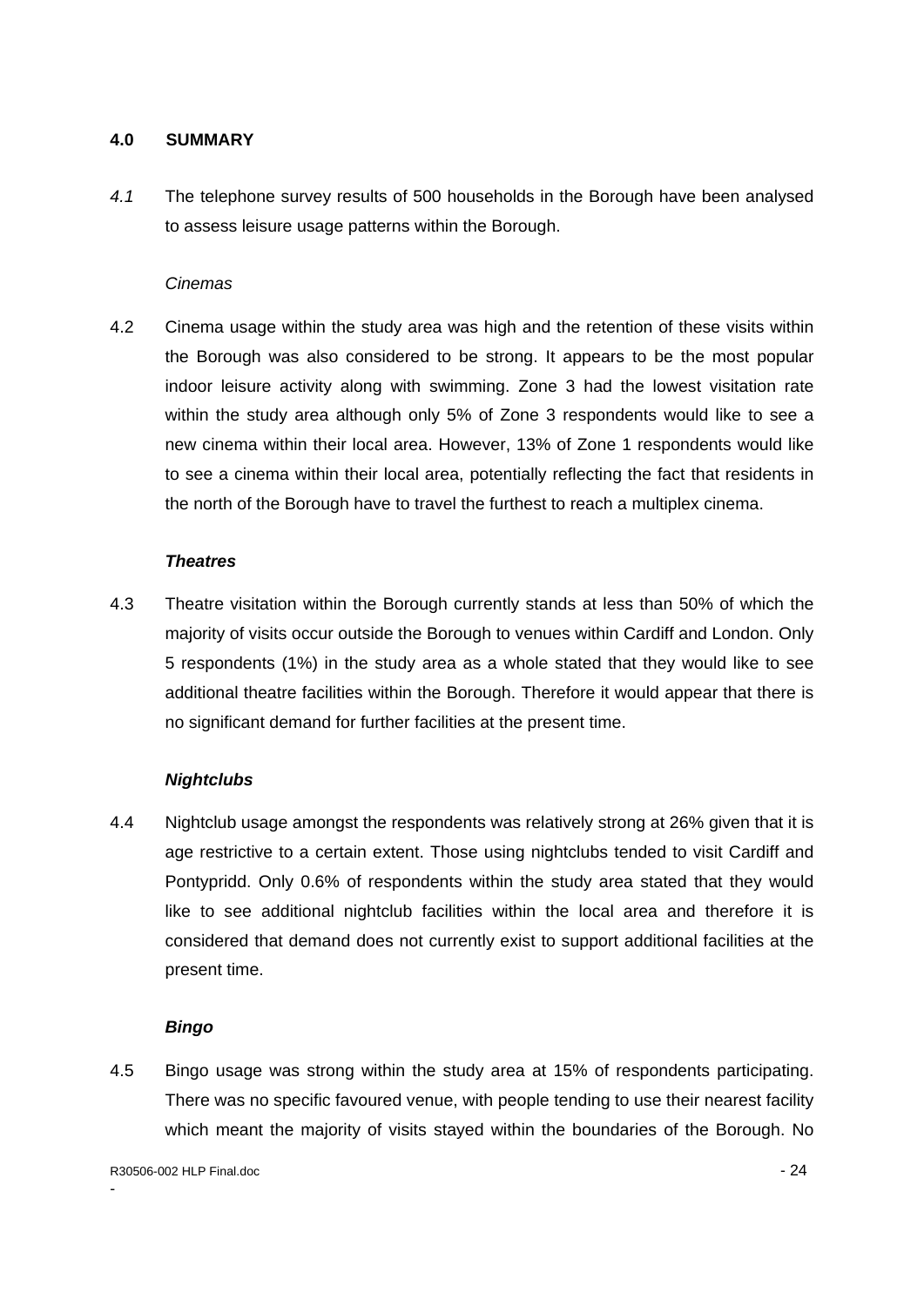## 4.0 SUMMARY

*4.1* The telephone survey results of 500 households in the Borough have been analysed to assess leisure usage patterns within the Borough.

*Cinemas*

4.2 Cinema usage within the study area was high and the retention of these visits within the Borough was also considered to be strong. It appears to be the most popular indoor leisure activity along with swimming. Zone 3 had the lowest visitation rate within the study area although only 5% of Zone 3 respondents would like to see a new cinema within their local area. However, 13% of Zone 1 respondents would like to see a cinema within their local area, potentially reflecting the fact that residents in the north of the Borough have to travel the furthest to reach a multiplex cinema.

***Theatres***

4.3 Theatre visitation within the Borough currently stands at less than 50% of which the majority of visits occur outside the Borough to venues within Cardiff and London. Only 5 respondents (1%) in the study area as a whole stated that they would like to see additional theatre facilities within the Borough. Therefore it would appear that there is no significant demand for further facilities at the present time.

***Nightclubs***

4.4 Nightclub usage amongst the respondents was relatively strong at 26% given that it is age restrictive to a certain extent. Those using nightclubs tended to visit Cardiff and Pontypridd. Only 0.6% of respondents within the study area stated that they would like to see additional nightclub facilities within the local area and therefore it is considered that demand does not currently exist to support additional facilities at the present time.

***Bingo***

4.5 Bingo usage was strong within the study area at 15% of respondents participating. There was no specific favoured venue, with people tending to use their nearest facility which meant the majority of visits stayed within the boundaries of the Borough. No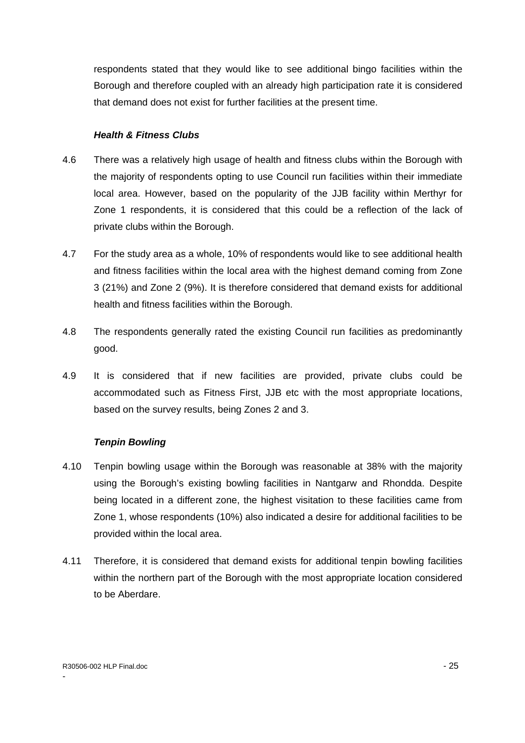respondents stated that they would like to see additional bingo facilities within the Borough and therefore coupled with an already high participation rate it is considered that demand does not exist for further facilities at the present time.

***Health & Fitness Clubs***

4.6 There was a relatively high usage of health and fitness clubs within the Borough with the majority of respondents opting to use Council run facilities within their immediate local area. However, based on the popularity of the JJB facility within Merthyr for Zone 1 respondents, it is considered that this could be a reflection of the lack of private clubs within the Borough.

4.7 For the study area as a whole, 10% of respondents would like to see additional health and fitness facilities within the local area with the highest demand coming from Zone 3 (21%) and Zone 2 (9%). It is therefore considered that demand exists for additional health and fitness facilities within the Borough.

4.8 The respondents generally rated the existing Council run facilities as predominantly good.

4.9 It is considered that if new facilities are provided, private clubs could be accommodated such as Fitness First, JJB etc with the most appropriate locations, based on the survey results, being Zones 2 and 3.

***Tenpin Bowling***

4.10 Tenpin bowling usage within the Borough was reasonable at 38% with the majority using the Borough's existing bowling facilities in Nantgarw and Rhondda. Despite being located in a different zone, the highest visitation to these facilities came from Zone 1, whose respondents (10%) also indicated a desire for additional facilities to be provided within the local area.

4.11 Therefore, it is considered that demand exists for additional tenpin bowling facilities within the northern part of the Borough with the most appropriate location considered to be Aberdare.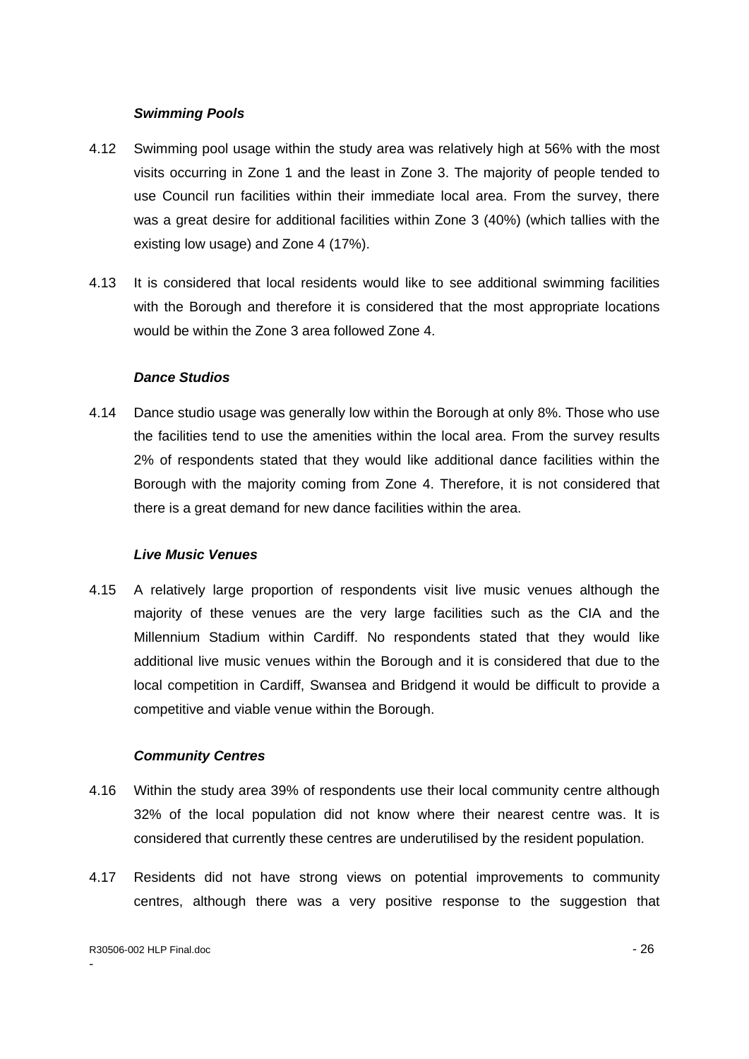### *Swimming Pools*

4.12 Swimming pool usage within the study area was relatively high at 56% with the most visits occurring in Zone 1 and the least in Zone 3. The majority of people tended to use Council run facilities within their immediate local area. From the survey, there was a great desire for additional facilities within Zone 3 (40%) (which tallies with the existing low usage) and Zone 4 (17%).

4.13 It is considered that local residents would like to see additional swimming facilities with the Borough and therefore it is considered that the most appropriate locations would be within the Zone 3 area followed Zone 4.

### *Dance Studios*

4.14 Dance studio usage was generally low within the Borough at only 8%. Those who use the facilities tend to use the amenities within the local area. From the survey results 2% of respondents stated that they would like additional dance facilities within the Borough with the majority coming from Zone 4. Therefore, it is not considered that there is a great demand for new dance facilities within the area.

### *Live Music Venues*

4.15 A relatively large proportion of respondents visit live music venues although the majority of these venues are the very large facilities such as the CIA and the Millennium Stadium within Cardiff. No respondents stated that they would like additional live music venues within the Borough and it is considered that due to the local competition in Cardiff, Swansea and Bridgend it would be difficult to provide a competitive and viable venue within the Borough.

### *Community Centres*

4.16 Within the study area 39% of respondents use their local community centre although 32% of the local population did not know where their nearest centre was. It is considered that currently these centres are underutilised by the resident population.

4.17 Residents did not have strong views on potential improvements to community centres, although there was a very positive response to the suggestion that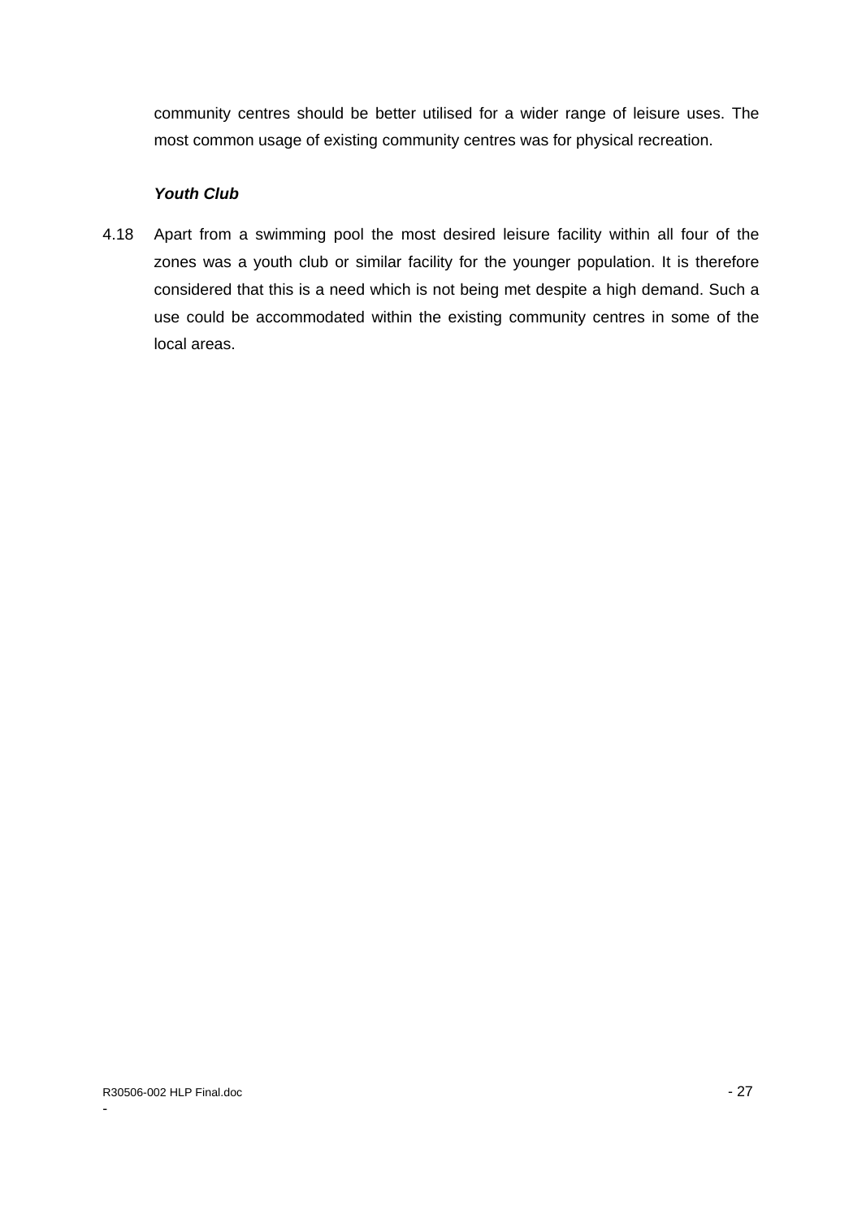community centres should be better utilised for a wider range of leisure uses. The most common usage of existing community centres was for physical recreation.

***Youth Club***

4.18 Apart from a swimming pool the most desired leisure facility within all four of the zones was a youth club or similar facility for the younger population. It is therefore considered that this is a need which is not being met despite a high demand. Such a use could be accommodated within the existing community centres in some of the local areas.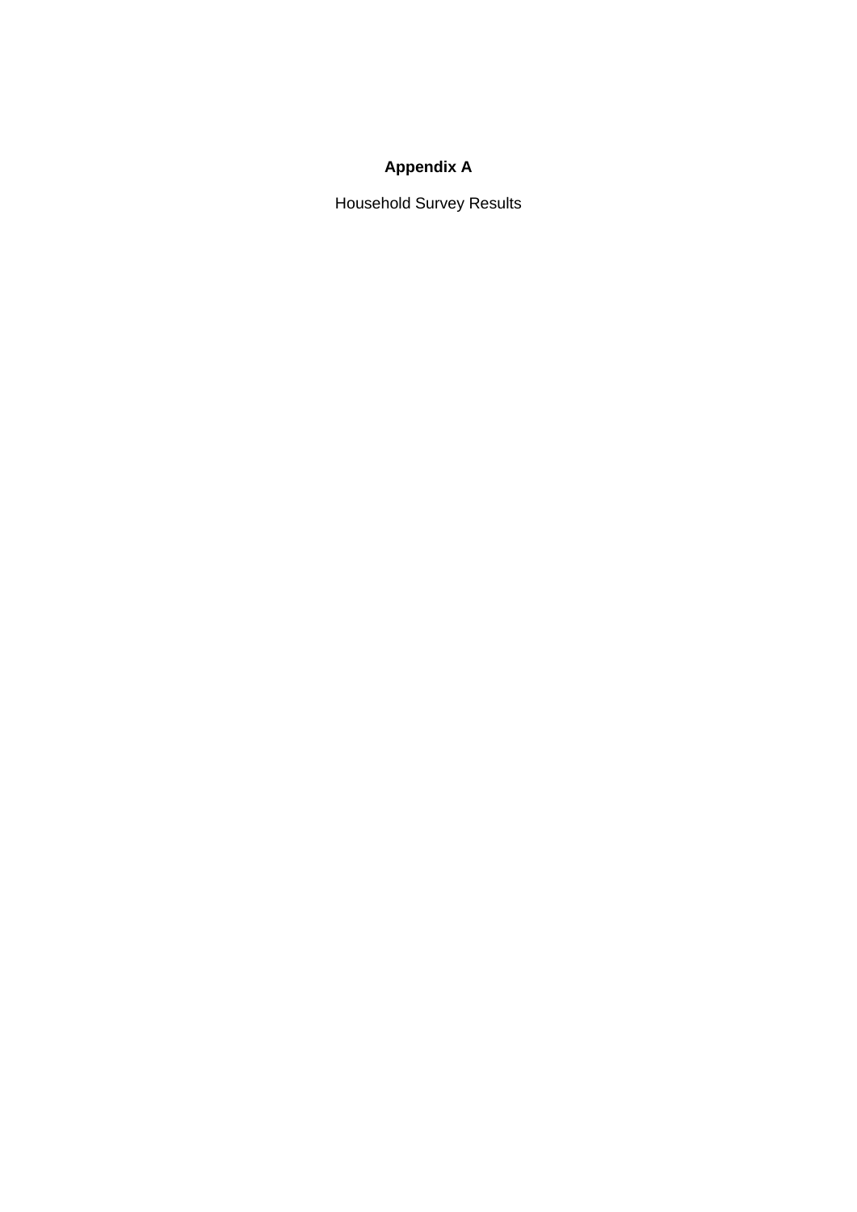**Appendix A**

Household Survey Results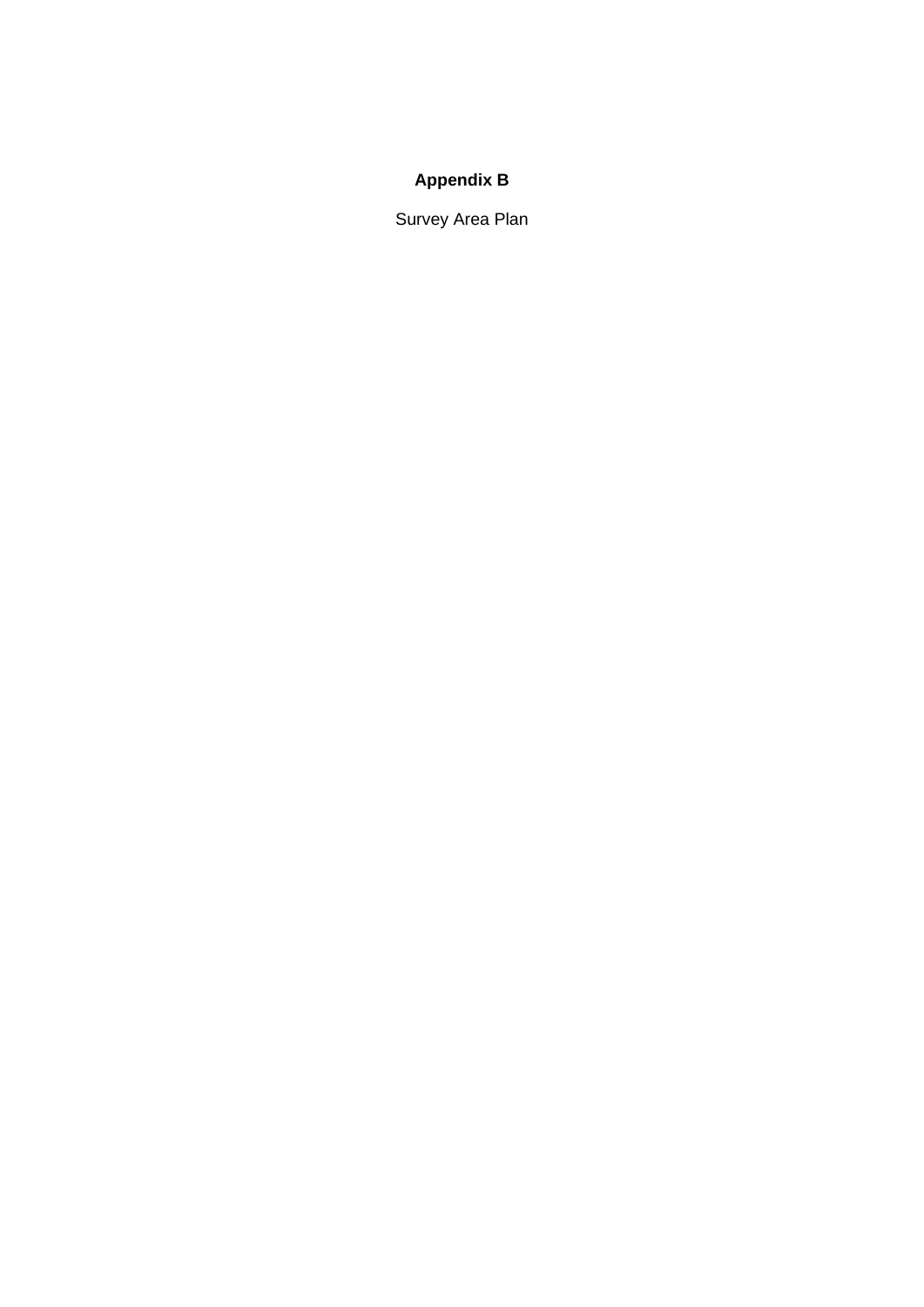**Appendix B**

Survey Area Plan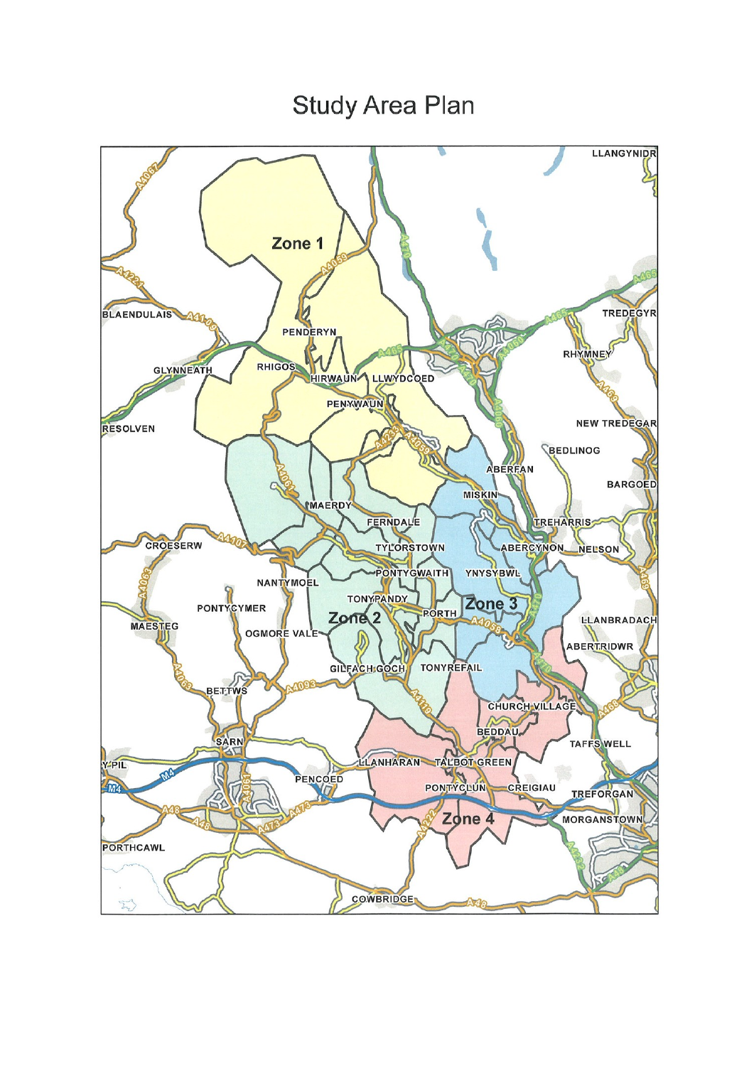# Study Area Plan

Zone 1
Zone 2
Zone 3
Zone 4

LLANGYNIDR
BLAENDULAIS
TREDEGYR
PENDERYN
RHYMNEY
GLYNNEATH
RHIGOS
HIRWAUN
LLWYDCOED
PENYWAUN
RESOLVEN
NEW TREDEGAR
BEDLINOG
ABERFAN
BARGOED
MISKIN
MAERDY
FERNDALE
TREHARRIS
CROESERW
TYLORSTOWN
ABERCYNON
NELSON
PONTYGWAITH
YNYSYBWL
NANTYMOEL
TONYPANDY
PONTYCYMER
PORTH
LLANBRADACH
MAESTEG
OGMORE VALE
ABERTRIDWR
GILFACH GOCH
TONYREFAIL
BETTWS
CHURCH VILLAGE
BEDDAU
SARN
TAFFS WELL
Y PIL
LLANHARAN
TALBOT GREEN
PENCOED
PONTYCLUN
CREIGIAU
TREFORGAN
MORGANSTOWN
PORTHCAWL
COWBRIDGE

A4067
A4221
A4109
A4059
A470
A465
A4060
A4054
A469
A4233
A4061
A4107
A4063
A4058
A4119
A4093
A468
A4222
A4232
A48
A473
A4061
M4